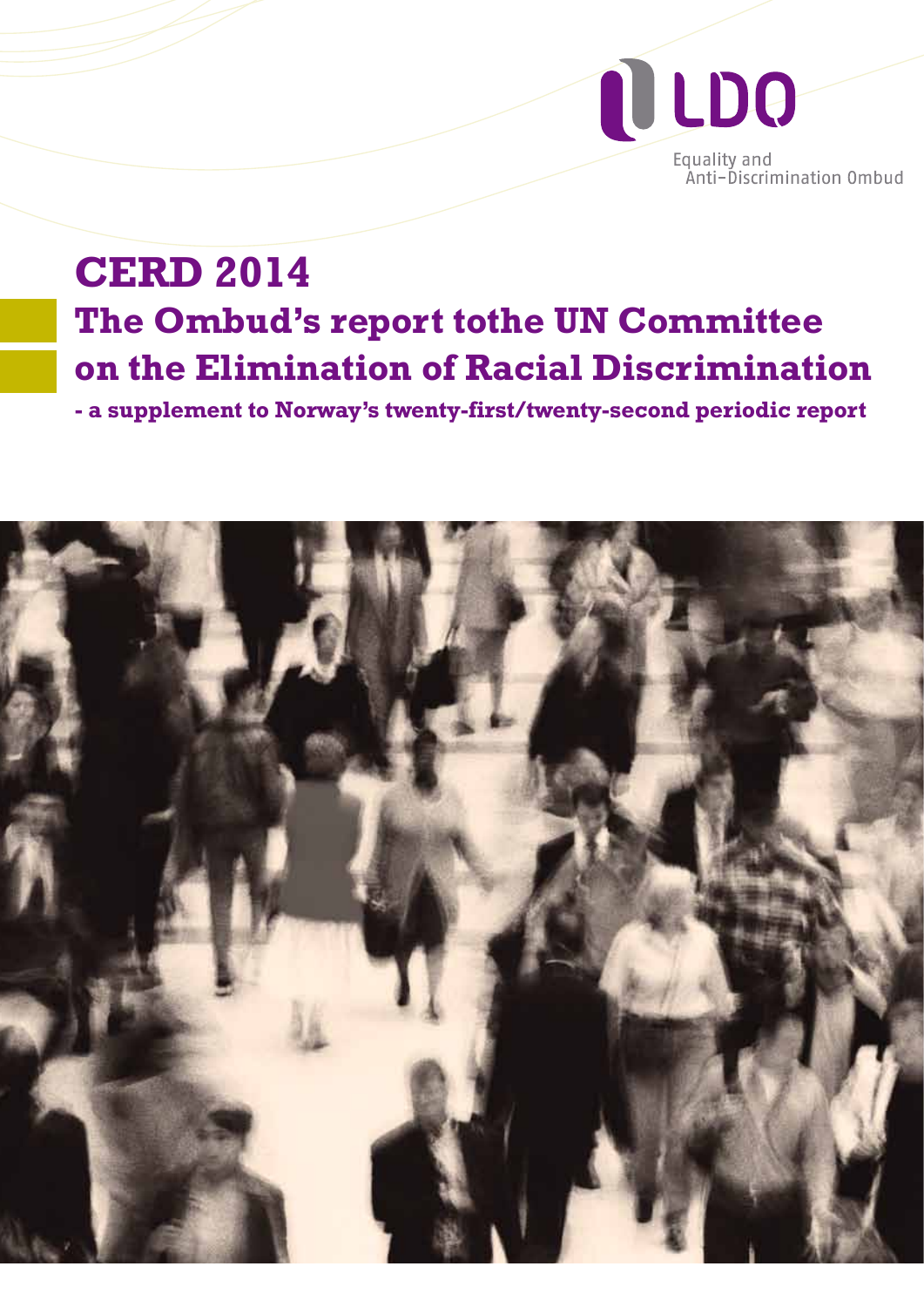LDO

Equality and Anti-Discrimination Ombud

# CERD 2014

## The Ombud's report tothe UN Committee on the Elimination of Racial Discrimination

**- a supplement to Norway's twenty-first/twenty-second periodic report**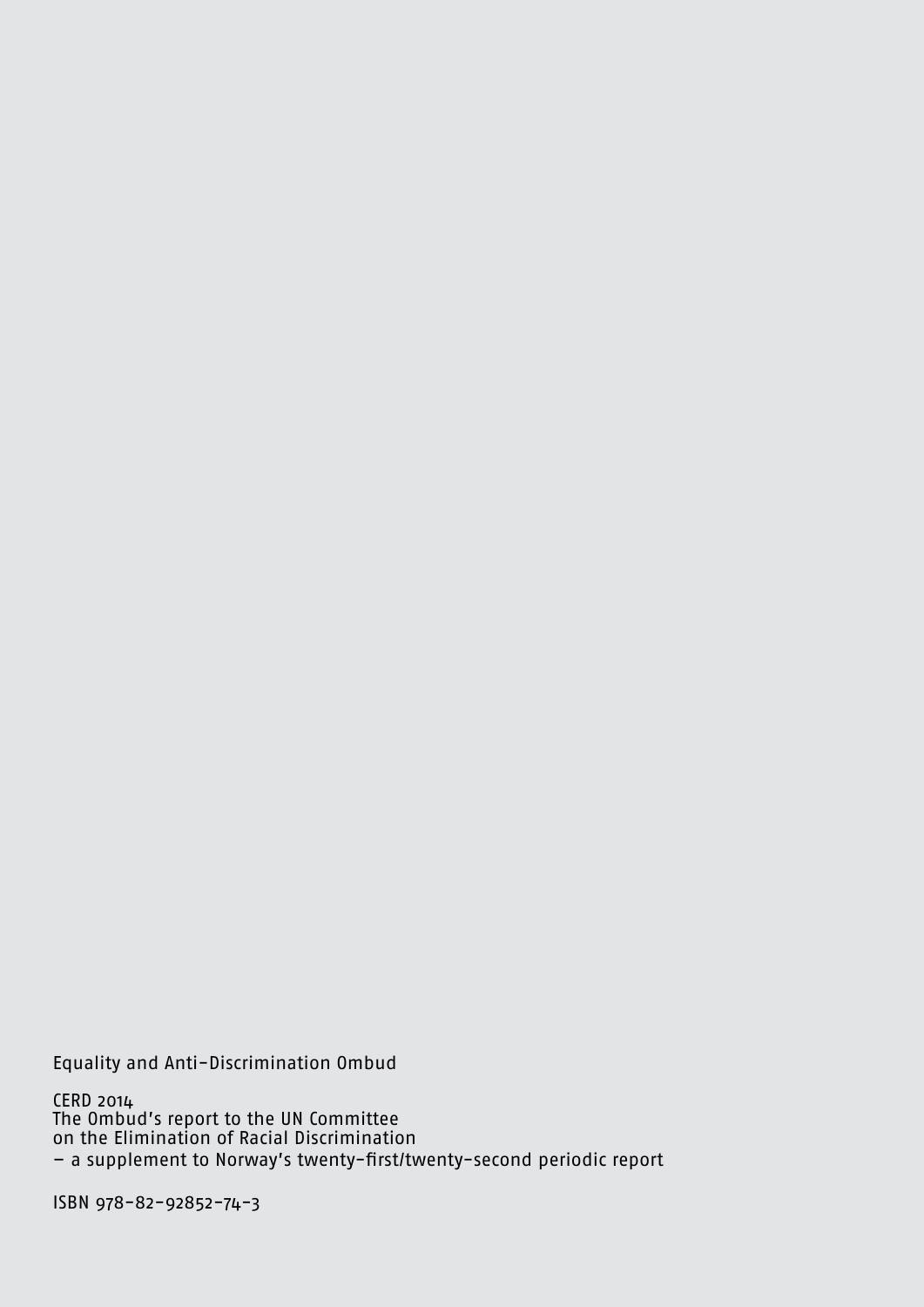Equality and Anti-Discrimination Ombud

CERD 2014
The Ombud's report to the UN Committee
on the Elimination of Racial Discrimination
– a supplement to Norway's twenty-first/twenty-second periodic report

ISBN 978-82-92852-74-3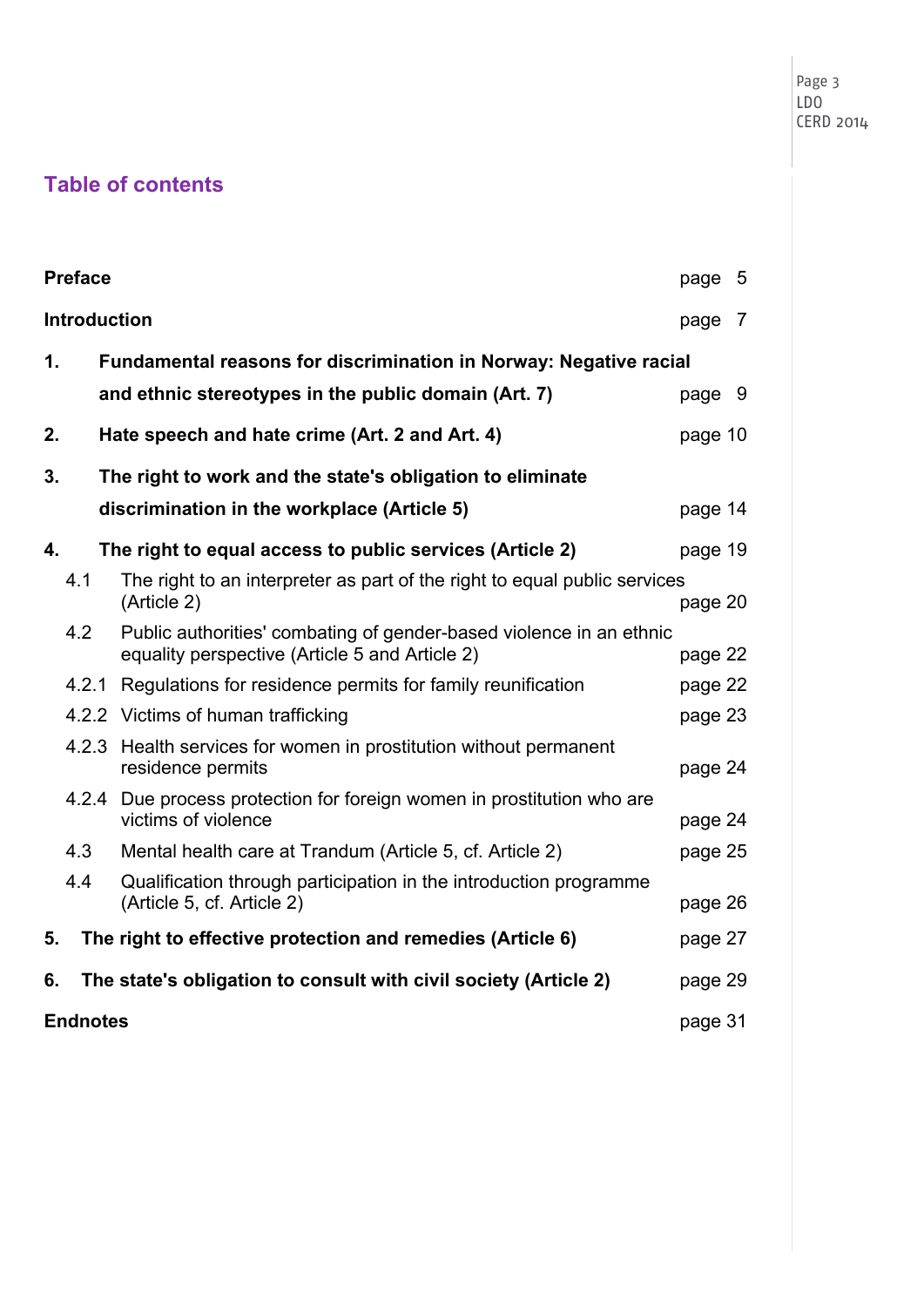## Table of contents

| | | |
|---|---|---|
| **Preface** | | page 5 |
| **Introduction** | | page 7 |
| **1.** | **Fundamental reasons for discrimination in Norway: Negative racial and ethnic stereotypes in the public domain (Art. 7)** | page 9 |
| **2.** | **Hate speech and hate crime (Art. 2 and Art. 4)** | page 10 |
| **3.** | **The right to work and the state's obligation to eliminate discrimination in the workplace (Article 5)** | page 14 |
| **4.** | **The right to equal access to public services (Article 2)** | page 19 |
| 4.1 | The right to an interpreter as part of the right to equal public services (Article 2) | page 20 |
| 4.2 | Public authorities' combating of gender-based violence in an ethnic equality perspective (Article 5 and Article 2) | page 22 |
| 4.2.1 | Regulations for residence permits for family reunification | page 22 |
| 4.2.2 | Victims of human trafficking | page 23 |
| 4.2.3 | Health services for women in prostitution without permanent residence permits | page 24 |
| 4.2.4 | Due process protection for foreign women in prostitution who are victims of violence | page 24 |
| 4.3 | Mental health care at Trandum (Article 5, cf. Article 2) | page 25 |
| 4.4 | Qualification through participation in the introduction programme (Article 5, cf. Article 2) | page 26 |
| **5.** | **The right to effective protection and remedies (Article 6)** | page 27 |
| **6.** | **The state's obligation to consult with civil society (Article 2)** | page 29 |
| **Endnotes** | | page 31 |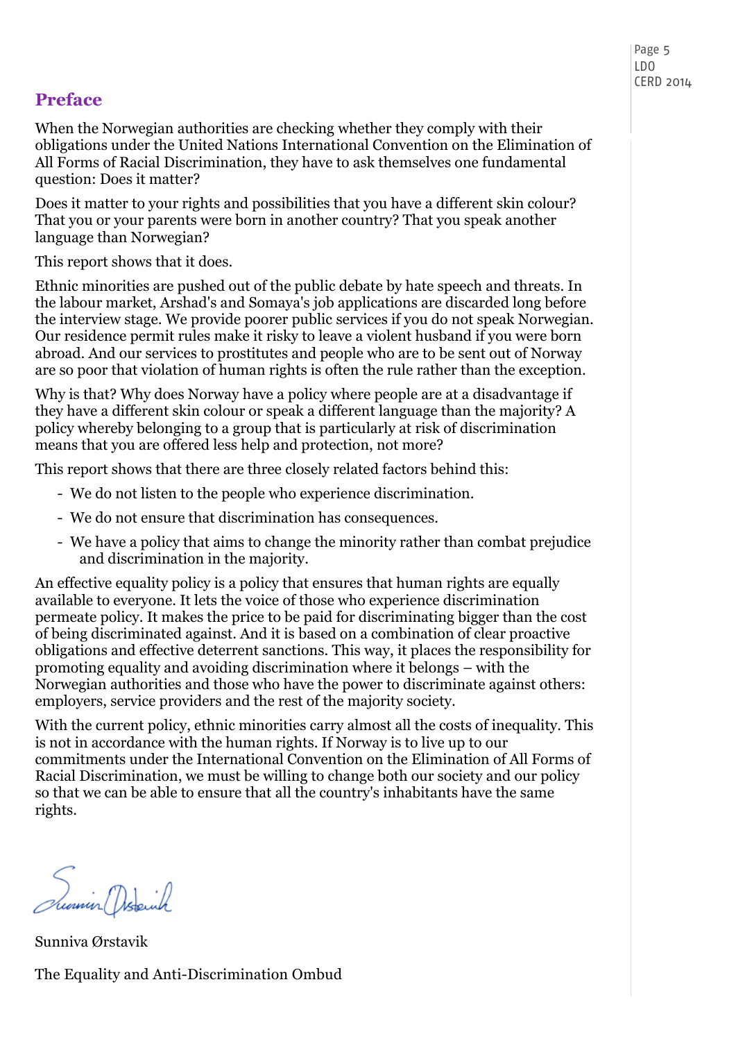## Preface

When the Norwegian authorities are checking whether they comply with their obligations under the United Nations International Convention on the Elimination of All Forms of Racial Discrimination, they have to ask themselves one fundamental question: Does it matter?

Does it matter to your rights and possibilities that you have a different skin colour? That you or your parents were born in another country? That you speak another language than Norwegian?

This report shows that it does.

Ethnic minorities are pushed out of the public debate by hate speech and threats. In the labour market, Arshad's and Somaya's job applications are discarded long before the interview stage. We provide poorer public services if you do not speak Norwegian. Our residence permit rules make it risky to leave a violent husband if you were born abroad. And our services to prostitutes and people who are to be sent out of Norway are so poor that violation of human rights is often the rule rather than the exception.

Why is that? Why does Norway have a policy where people are at a disadvantage if they have a different skin colour or speak a different language than the majority? A policy whereby belonging to a group that is particularly at risk of discrimination means that you are offered less help and protection, not more?

This report shows that there are three closely related factors behind this:

- We do not listen to the people who experience discrimination.
- We do not ensure that discrimination has consequences.
- We have a policy that aims to change the minority rather than combat prejudice and discrimination in the majority.

An effective equality policy is a policy that ensures that human rights are equally available to everyone. It lets the voice of those who experience discrimination permeate policy. It makes the price to be paid for discriminating bigger than the cost of being discriminated against. And it is based on a combination of clear proactive obligations and effective deterrent sanctions. This way, it places the responsibility for promoting equality and avoiding discrimination where it belongs – with the Norwegian authorities and those who have the power to discriminate against others: employers, service providers and the rest of the majority society.

With the current policy, ethnic minorities carry almost all the costs of inequality. This is not in accordance with the human rights. If Norway is to live up to our commitments under the International Convention on the Elimination of All Forms of Racial Discrimination, we must be willing to change both our society and our policy so that we can be able to ensure that all the country's inhabitants have the same rights.

Sunniva Ørstavik

The Equality and Anti-Discrimination Ombud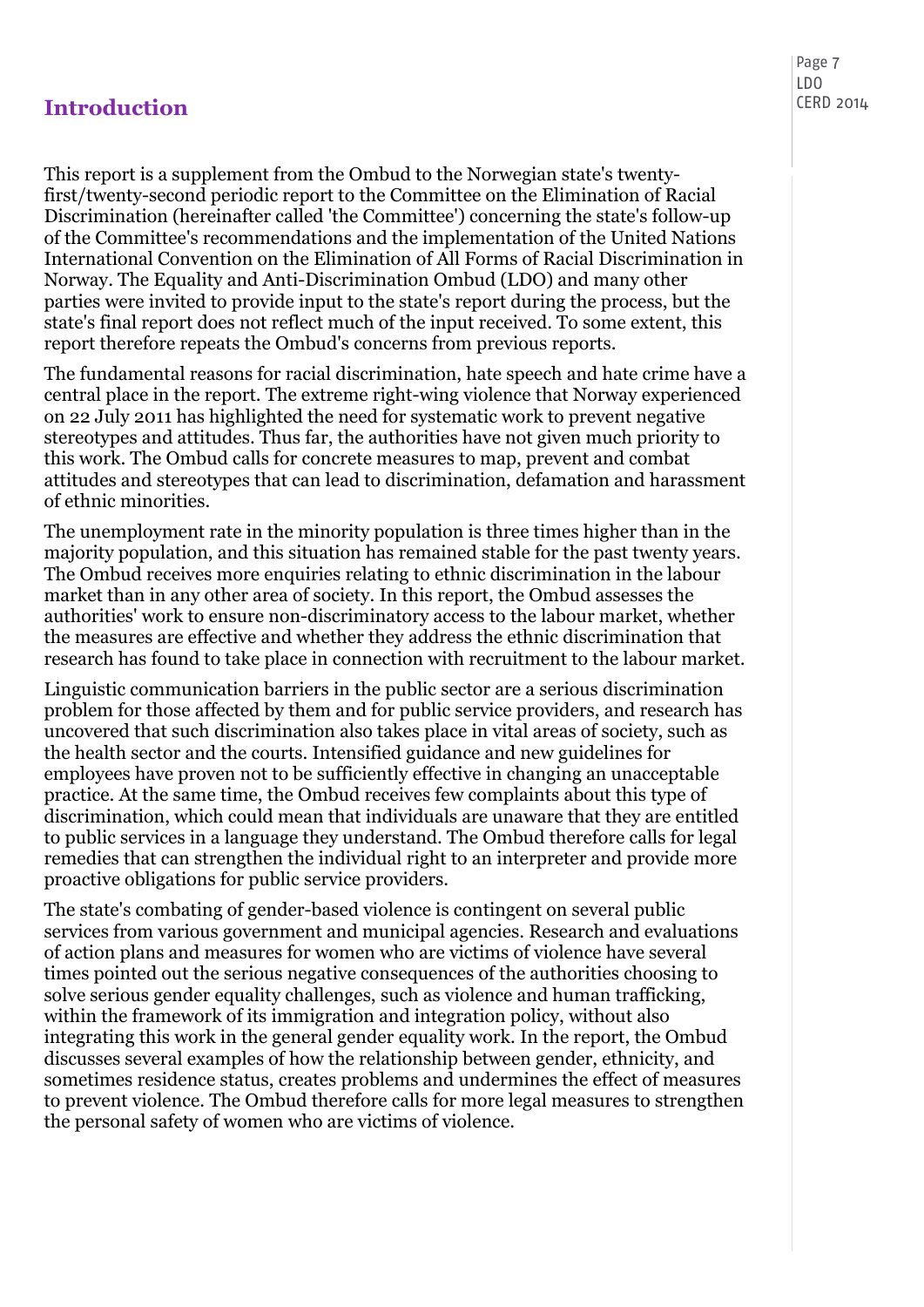## Introduction

This report is a supplement from the Ombud to the Norwegian state's twenty-first/twenty-second periodic report to the Committee on the Elimination of Racial Discrimination (hereinafter called 'the Committee') concerning the state's follow-up of the Committee's recommendations and the implementation of the United Nations International Convention on the Elimination of All Forms of Racial Discrimination in Norway. The Equality and Anti-Discrimination Ombud (LDO) and many other parties were invited to provide input to the state's report during the process, but the state's final report does not reflect much of the input received. To some extent, this report therefore repeats the Ombud's concerns from previous reports.

The fundamental reasons for racial discrimination, hate speech and hate crime have a central place in the report. The extreme right-wing violence that Norway experienced on 22 July 2011 has highlighted the need for systematic work to prevent negative stereotypes and attitudes. Thus far, the authorities have not given much priority to this work. The Ombud calls for concrete measures to map, prevent and combat attitudes and stereotypes that can lead to discrimination, defamation and harassment of ethnic minorities.

The unemployment rate in the minority population is three times higher than in the majority population, and this situation has remained stable for the past twenty years. The Ombud receives more enquiries relating to ethnic discrimination in the labour market than in any other area of society. In this report, the Ombud assesses the authorities' work to ensure non-discriminatory access to the labour market, whether the measures are effective and whether they address the ethnic discrimination that research has found to take place in connection with recruitment to the labour market.

Linguistic communication barriers in the public sector are a serious discrimination problem for those affected by them and for public service providers, and research has uncovered that such discrimination also takes place in vital areas of society, such as the health sector and the courts. Intensified guidance and new guidelines for employees have proven not to be sufficiently effective in changing an unacceptable practice. At the same time, the Ombud receives few complaints about this type of discrimination, which could mean that individuals are unaware that they are entitled to public services in a language they understand. The Ombud therefore calls for legal remedies that can strengthen the individual right to an interpreter and provide more proactive obligations for public service providers.

The state's combating of gender-based violence is contingent on several public services from various government and municipal agencies. Research and evaluations of action plans and measures for women who are victims of violence have several times pointed out the serious negative consequences of the authorities choosing to solve serious gender equality challenges, such as violence and human trafficking, within the framework of its immigration and integration policy, without also integrating this work in the general gender equality work. In the report, the Ombud discusses several examples of how the relationship between gender, ethnicity, and sometimes residence status, creates problems and undermines the effect of measures to prevent violence. The Ombud therefore calls for more legal measures to strengthen the personal safety of women who are victims of violence.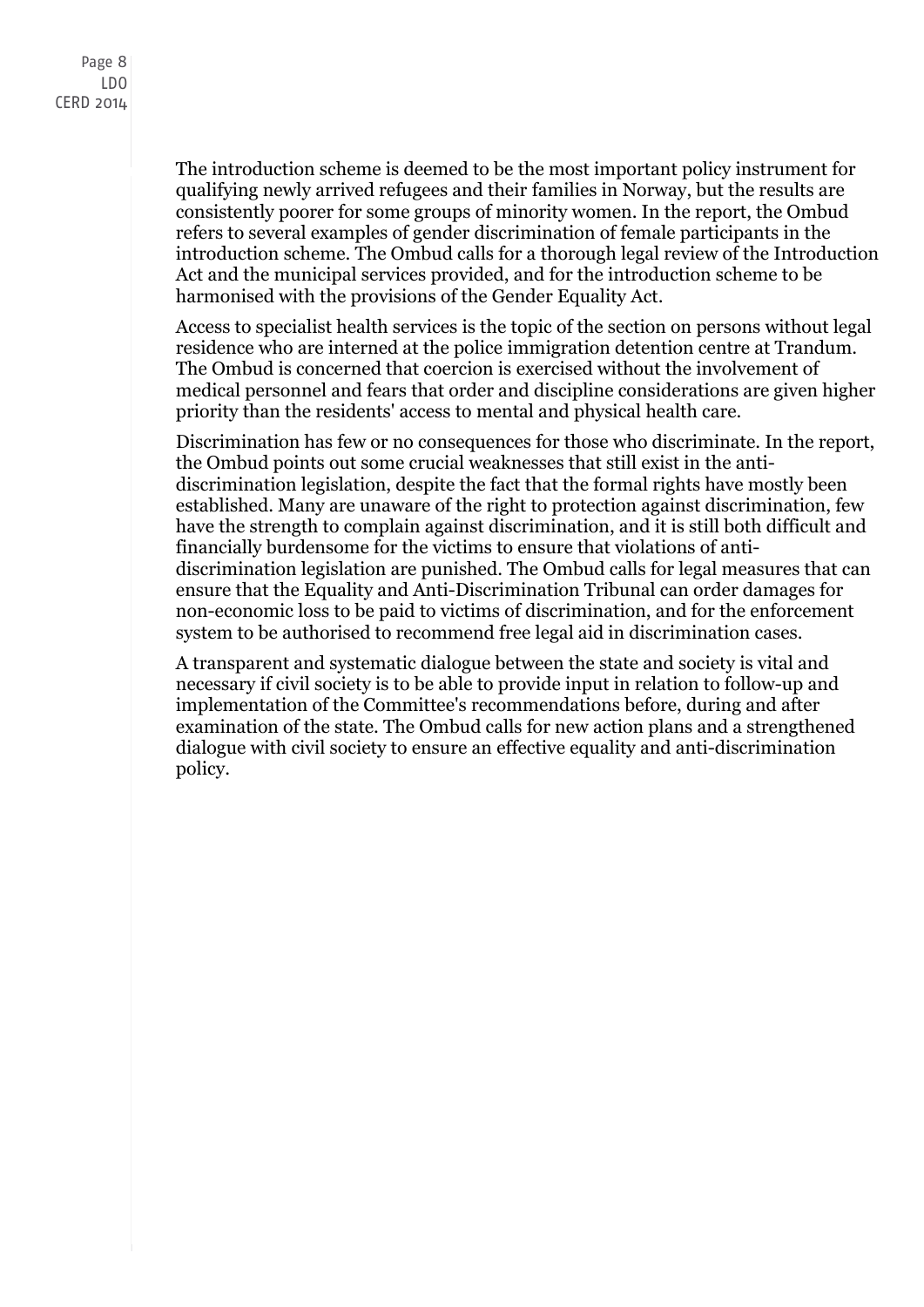The introduction scheme is deemed to be the most important policy instrument for qualifying newly arrived refugees and their families in Norway, but the results are consistently poorer for some groups of minority women. In the report, the Ombud refers to several examples of gender discrimination of female participants in the introduction scheme. The Ombud calls for a thorough legal review of the Introduction Act and the municipal services provided, and for the introduction scheme to be harmonised with the provisions of the Gender Equality Act.

Access to specialist health services is the topic of the section on persons without legal residence who are interned at the police immigration detention centre at Trandum. The Ombud is concerned that coercion is exercised without the involvement of medical personnel and fears that order and discipline considerations are given higher priority than the residents' access to mental and physical health care.

Discrimination has few or no consequences for those who discriminate. In the report, the Ombud points out some crucial weaknesses that still exist in the anti-discrimination legislation, despite the fact that the formal rights have mostly been established. Many are unaware of the right to protection against discrimination, few have the strength to complain against discrimination, and it is still both difficult and financially burdensome for the victims to ensure that violations of anti-discrimination legislation are punished. The Ombud calls for legal measures that can ensure that the Equality and Anti-Discrimination Tribunal can order damages for non-economic loss to be paid to victims of discrimination, and for the enforcement system to be authorised to recommend free legal aid in discrimination cases.

A transparent and systematic dialogue between the state and society is vital and necessary if civil society is to be able to provide input in relation to follow-up and implementation of the Committee's recommendations before, during and after examination of the state. The Ombud calls for new action plans and a strengthened dialogue with civil society to ensure an effective equality and anti-discrimination policy.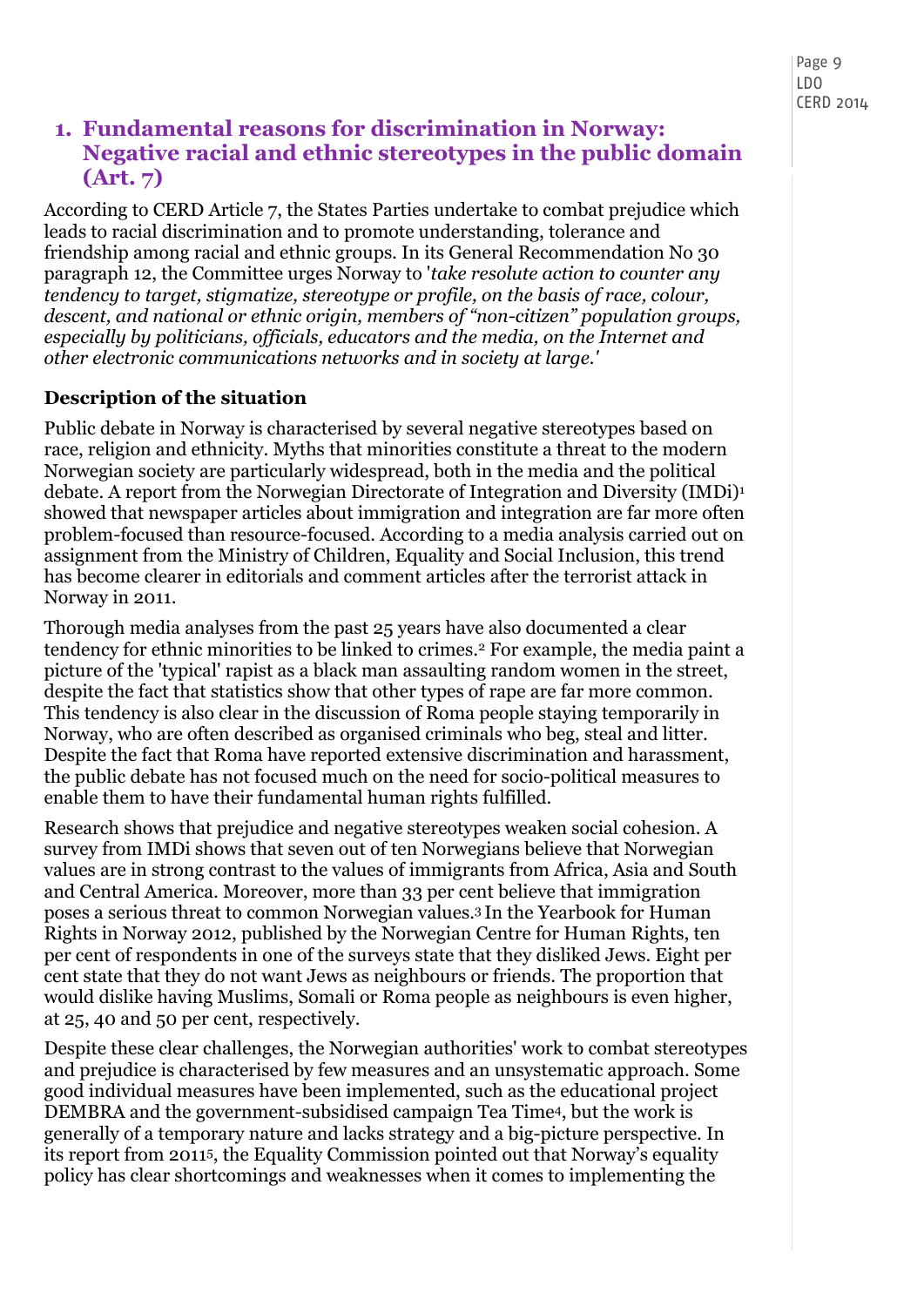## 1. Fundamental reasons for discrimination in Norway: Negative racial and ethnic stereotypes in the public domain (Art. 7)

According to CERD Article 7, the States Parties undertake to combat prejudice which leads to racial discrimination and to promote understanding, tolerance and friendship among racial and ethnic groups. In its General Recommendation No 30 paragraph 12, the Committee urges Norway to '*take resolute action to counter any tendency to target, stigmatize, stereotype or profile, on the basis of race, colour, descent, and national or ethnic origin, members of "non-citizen" population groups, especially by politicians, officials, educators and the media, on the Internet and other electronic communications networks and in society at large.*'

### Description of the situation

Public debate in Norway is characterised by several negative stereotypes based on race, religion and ethnicity. Myths that minorities constitute a threat to the modern Norwegian society are particularly widespread, both in the media and the political debate. A report from the Norwegian Directorate of Integration and Diversity (IMDi)[1] showed that newspaper articles about immigration and integration are far more often problem-focused than resource-focused. According to a media analysis carried out on assignment from the Ministry of Children, Equality and Social Inclusion, this trend has become clearer in editorials and comment articles after the terrorist attack in Norway in 2011.

Thorough media analyses from the past 25 years have also documented a clear tendency for ethnic minorities to be linked to crimes.[2] For example, the media paint a picture of the 'typical' rapist as a black man assaulting random women in the street, despite the fact that statistics show that other types of rape are far more common. This tendency is also clear in the discussion of Roma people staying temporarily in Norway, who are often described as organised criminals who beg, steal and litter. Despite the fact that Roma have reported extensive discrimination and harassment, the public debate has not focused much on the need for socio-political measures to enable them to have their fundamental human rights fulfilled.

Research shows that prejudice and negative stereotypes weaken social cohesion. A survey from IMDi shows that seven out of ten Norwegians believe that Norwegian values are in strong contrast to the values of immigrants from Africa, Asia and South and Central America. Moreover, more than 33 per cent believe that immigration poses a serious threat to common Norwegian values.[3] In the Yearbook for Human Rights in Norway 2012, published by the Norwegian Centre for Human Rights, ten per cent of respondents in one of the surveys state that they disliked Jews. Eight per cent state that they do not want Jews as neighbours or friends. The proportion that would dislike having Muslims, Somali or Roma people as neighbours is even higher, at 25, 40 and 50 per cent, respectively.

Despite these clear challenges, the Norwegian authorities' work to combat stereotypes and prejudice is characterised by few measures and an unsystematic approach. Some good individual measures have been implemented, such as the educational project DEMBRA and the government-subsidised campaign Tea Time[4], but the work is generally of a temporary nature and lacks strategy and a big-picture perspective. In its report from 2011[5], the Equality Commission pointed out that Norway's equality policy has clear shortcomings and weaknesses when it comes to implementing the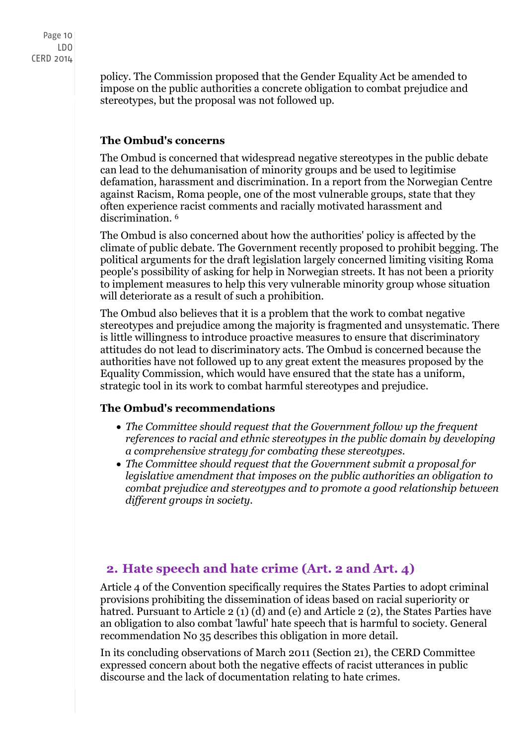policy. The Commission proposed that the Gender Equality Act be amended to impose on the public authorities a concrete obligation to combat prejudice and stereotypes, but the proposal was not followed up.

### The Ombud's concerns

The Ombud is concerned that widespread negative stereotypes in the public debate can lead to the dehumanisation of minority groups and be used to legitimise defamation, harassment and discrimination. In a report from the Norwegian Centre against Racism, Roma people, one of the most vulnerable groups, state that they often experience racist comments and racially motivated harassment and discrimination. [6]

The Ombud is also concerned about how the authorities' policy is affected by the climate of public debate. The Government recently proposed to prohibit begging. The political arguments for the draft legislation largely concerned limiting visiting Roma people's possibility of asking for help in Norwegian streets. It has not been a priority to implement measures to help this very vulnerable minority group whose situation will deteriorate as a result of such a prohibition.

The Ombud also believes that it is a problem that the work to combat negative stereotypes and prejudice among the majority is fragmented and unsystematic. There is little willingness to introduce proactive measures to ensure that discriminatory attitudes do not lead to discriminatory acts. The Ombud is concerned because the authorities have not followed up to any great extent the measures proposed by the Equality Commission, which would have ensured that the state has a uniform, strategic tool in its work to combat harmful stereotypes and prejudice.

### The Ombud's recommendations

- *The Committee should request that the Government follow up the frequent references to racial and ethnic stereotypes in the public domain by developing a comprehensive strategy for combating these stereotypes.*
- *The Committee should request that the Government submit a proposal for legislative amendment that imposes on the public authorities an obligation to combat prejudice and stereotypes and to promote a good relationship between different groups in society.*

## 2. Hate speech and hate crime (Art. 2 and Art. 4)

Article 4 of the Convention specifically requires the States Parties to adopt criminal provisions prohibiting the dissemination of ideas based on racial superiority or hatred. Pursuant to Article 2 (1) (d) and (e) and Article 2 (2), the States Parties have an obligation to also combat 'lawful' hate speech that is harmful to society. General recommendation No 35 describes this obligation in more detail.

In its concluding observations of March 2011 (Section 21), the CERD Committee expressed concern about both the negative effects of racist utterances in public discourse and the lack of documentation relating to hate crimes.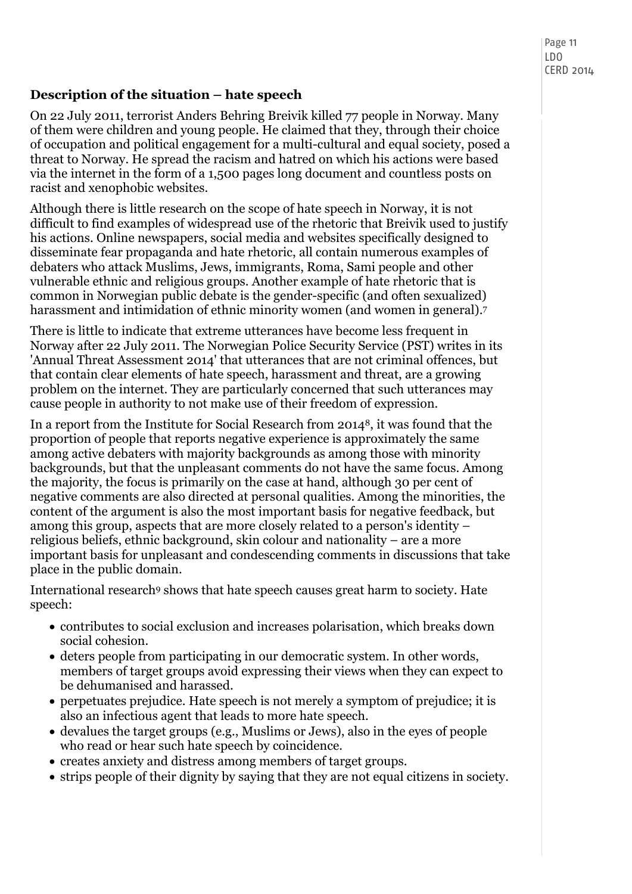### Description of the situation – hate speech

On 22 July 2011, terrorist Anders Behring Breivik killed 77 people in Norway. Many of them were children and young people. He claimed that they, through their choice of occupation and political engagement for a multi-cultural and equal society, posed a threat to Norway. He spread the racism and hatred on which his actions were based via the internet in the form of a 1,500 pages long document and countless posts on racist and xenophobic websites.

Although there is little research on the scope of hate speech in Norway, it is not difficult to find examples of widespread use of the rhetoric that Breivik used to justify his actions. Online newspapers, social media and websites specifically designed to disseminate fear propaganda and hate rhetoric, all contain numerous examples of debaters who attack Muslims, Jews, immigrants, Roma, Sami people and other vulnerable ethnic and religious groups. Another example of hate rhetoric that is common in Norwegian public debate is the gender-specific (and often sexualized) harassment and intimidation of ethnic minority women (and women in general).[7]

There is little to indicate that extreme utterances have become less frequent in Norway after 22 July 2011. The Norwegian Police Security Service (PST) writes in its 'Annual Threat Assessment 2014' that utterances that are not criminal offences, but that contain clear elements of hate speech, harassment and threat, are a growing problem on the internet. They are particularly concerned that such utterances may cause people in authority to not make use of their freedom of expression.

In a report from the Institute for Social Research from 2014[8], it was found that the proportion of people that reports negative experience is approximately the same among active debaters with majority backgrounds as among those with minority backgrounds, but that the unpleasant comments do not have the same focus. Among the majority, the focus is primarily on the case at hand, although 30 per cent of negative comments are also directed at personal qualities. Among the minorities, the content of the argument is also the most important basis for negative feedback, but among this group, aspects that are more closely related to a person's identity – religious beliefs, ethnic background, skin colour and nationality – are a more important basis for unpleasant and condescending comments in discussions that take place in the public domain.

International research[9] shows that hate speech causes great harm to society. Hate speech:

- contributes to social exclusion and increases polarisation, which breaks down social cohesion.
- deters people from participating in our democratic system. In other words, members of target groups avoid expressing their views when they can expect to be dehumanised and harassed.
- perpetuates prejudice. Hate speech is not merely a symptom of prejudice; it is also an infectious agent that leads to more hate speech.
- devalues the target groups (e.g., Muslims or Jews), also in the eyes of people who read or hear such hate speech by coincidence.
- creates anxiety and distress among members of target groups.
- strips people of their dignity by saying that they are not equal citizens in society.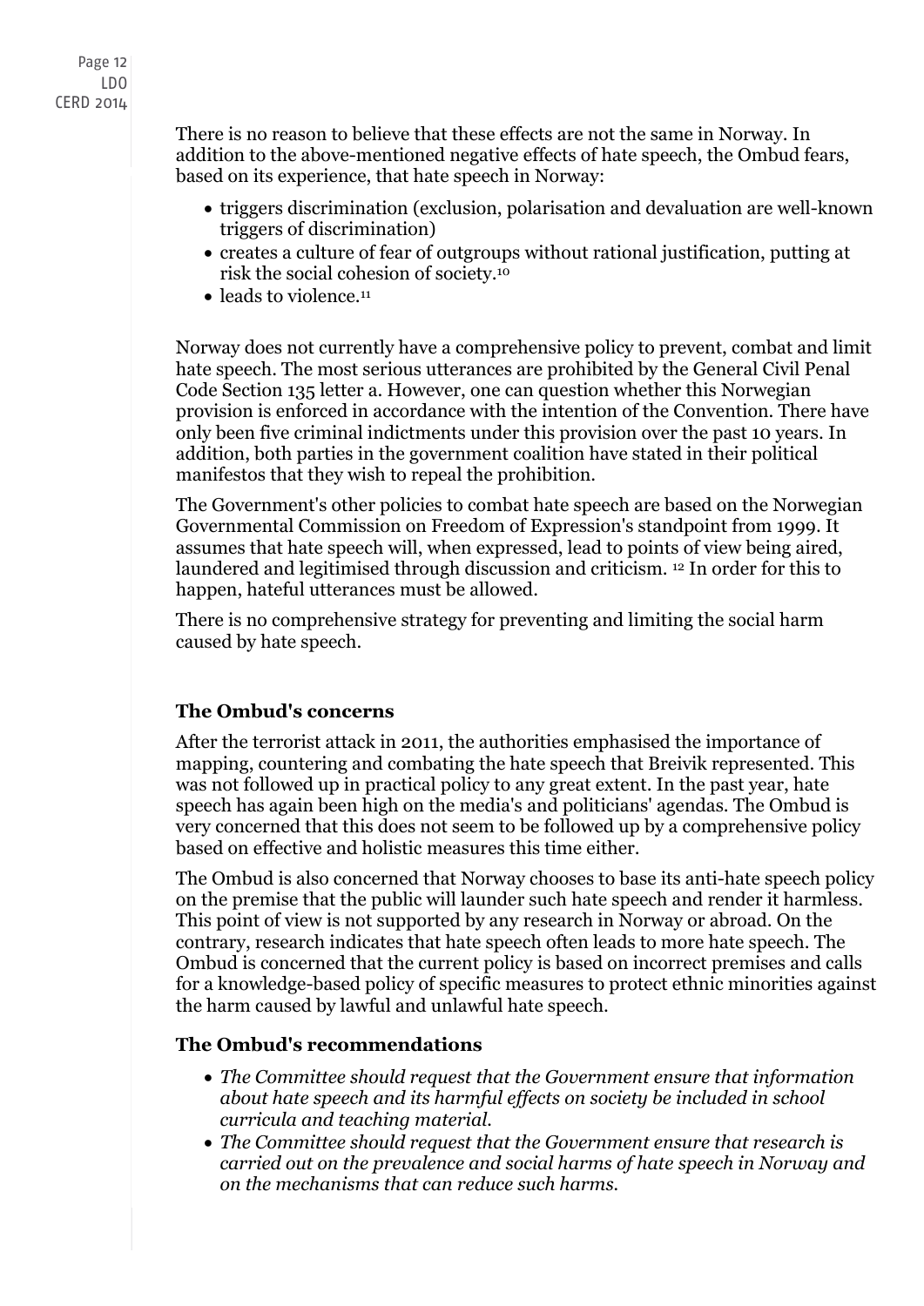There is no reason to believe that these effects are not the same in Norway. In addition to the above-mentioned negative effects of hate speech, the Ombud fears, based on its experience, that hate speech in Norway:

- triggers discrimination (exclusion, polarisation and devaluation are well-known triggers of discrimination)
- creates a culture of fear of outgroups without rational justification, putting at risk the social cohesion of society.[10]
- leads to violence.[11]

Norway does not currently have a comprehensive policy to prevent, combat and limit hate speech. The most serious utterances are prohibited by the General Civil Penal Code Section 135 letter a. However, one can question whether this Norwegian provision is enforced in accordance with the intention of the Convention. There have only been five criminal indictments under this provision over the past 10 years. In addition, both parties in the government coalition have stated in their political manifestos that they wish to repeal the prohibition.

The Government's other policies to combat hate speech are based on the Norwegian Governmental Commission on Freedom of Expression's standpoint from 1999. It assumes that hate speech will, when expressed, lead to points of view being aired, laundered and legitimised through discussion and criticism. [12] In order for this to happen, hateful utterances must be allowed.

There is no comprehensive strategy for preventing and limiting the social harm caused by hate speech.

### The Ombud's concerns

After the terrorist attack in 2011, the authorities emphasised the importance of mapping, countering and combating the hate speech that Breivik represented. This was not followed up in practical policy to any great extent. In the past year, hate speech has again been high on the media's and politicians' agendas. The Ombud is very concerned that this does not seem to be followed up by a comprehensive policy based on effective and holistic measures this time either.

The Ombud is also concerned that Norway chooses to base its anti-hate speech policy on the premise that the public will launder such hate speech and render it harmless. This point of view is not supported by any research in Norway or abroad. On the contrary, research indicates that hate speech often leads to more hate speech. The Ombud is concerned that the current policy is based on incorrect premises and calls for a knowledge-based policy of specific measures to protect ethnic minorities against the harm caused by lawful and unlawful hate speech.

### The Ombud's recommendations

- *The Committee should request that the Government ensure that information about hate speech and its harmful effects on society be included in school curricula and teaching material.*
- *The Committee should request that the Government ensure that research is carried out on the prevalence and social harms of hate speech in Norway and on the mechanisms that can reduce such harms.*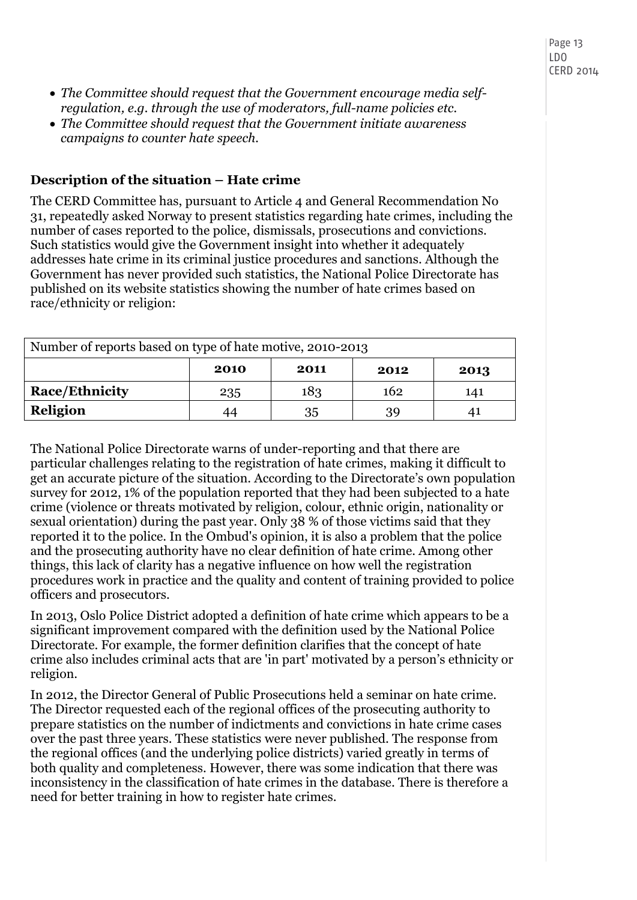- *The Committee should request that the Government encourage media self-regulation, e.g. through the use of moderators, full-name policies etc.*
- *The Committee should request that the Government initiate awareness campaigns to counter hate speech.*

**Description of the situation – Hate crime**

The CERD Committee has, pursuant to Article 4 and General Recommendation No 31, repeatedly asked Norway to present statistics regarding hate crimes, including the number of cases reported to the police, dismissals, prosecutions and convictions. Such statistics would give the Government insight into whether it adequately addresses hate crime in its criminal justice procedures and sanctions. Although the Government has never provided such statistics, the National Police Directorate has published on its website statistics showing the number of hate crimes based on race/ethnicity or religion:

| Number of reports based on type of hate motive, 2010-2013 | | | | |
|---|---|---|---|---|
| | **2010** | **2011** | **2012** | **2013** |
| **Race/Ethnicity** | 235 | 183 | 162 | 141 |
| **Religion** | 44 | 35 | 39 | 41 |

The National Police Directorate warns of under-reporting and that there are particular challenges relating to the registration of hate crimes, making it difficult to get an accurate picture of the situation. According to the Directorate's own population survey for 2012, 1% of the population reported that they had been subjected to a hate crime (violence or threats motivated by religion, colour, ethnic origin, nationality or sexual orientation) during the past year. Only 38 % of those victims said that they reported it to the police. In the Ombud's opinion, it is also a problem that the police and the prosecuting authority have no clear definition of hate crime. Among other things, this lack of clarity has a negative influence on how well the registration procedures work in practice and the quality and content of training provided to police officers and prosecutors.

In 2013, Oslo Police District adopted a definition of hate crime which appears to be a significant improvement compared with the definition used by the National Police Directorate. For example, the former definition clarifies that the concept of hate crime also includes criminal acts that are 'in part' motivated by a person's ethnicity or religion.

In 2012, the Director General of Public Prosecutions held a seminar on hate crime. The Director requested each of the regional offices of the prosecuting authority to prepare statistics on the number of indictments and convictions in hate crime cases over the past three years. These statistics were never published. The response from the regional offices (and the underlying police districts) varied greatly in terms of both quality and completeness. However, there was some indication that there was inconsistency in the classification of hate crimes in the database. There is therefore a need for better training in how to register hate crimes.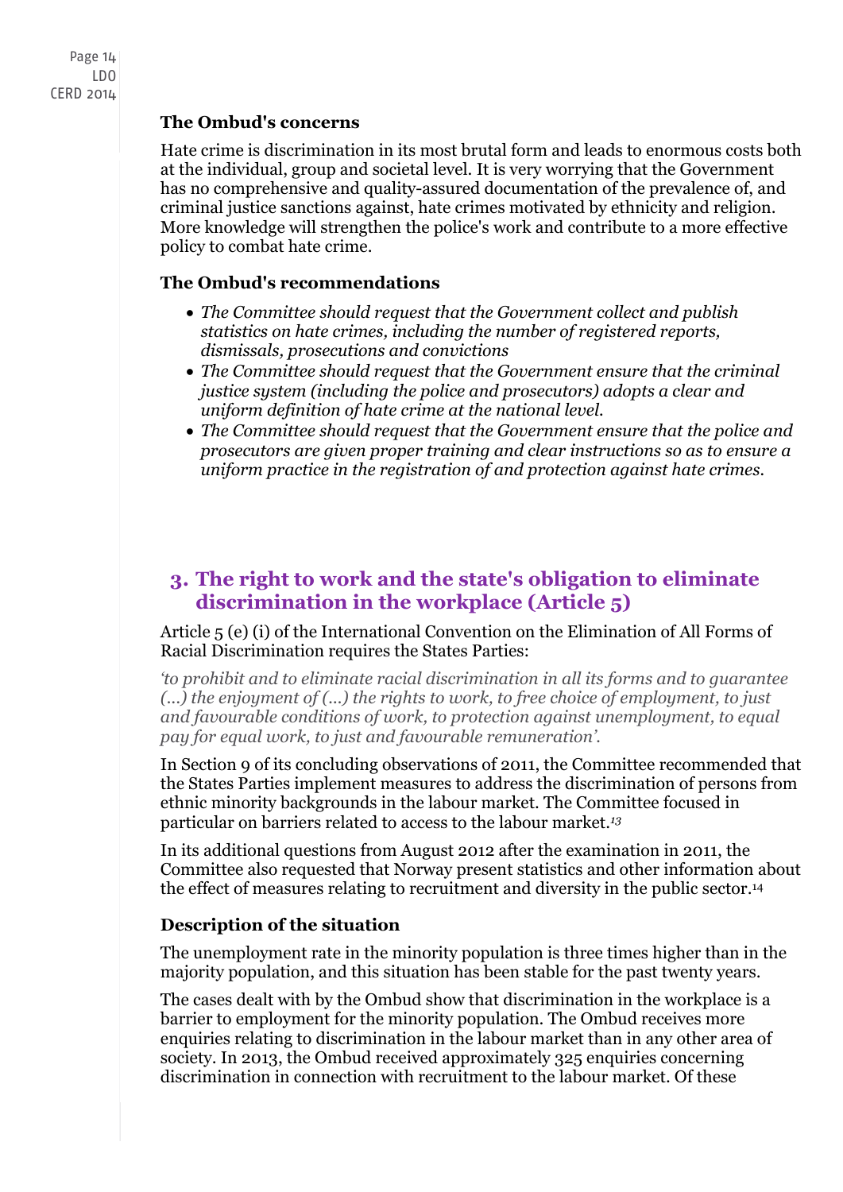### The Ombud's concerns

Hate crime is discrimination in its most brutal form and leads to enormous costs both at the individual, group and societal level. It is very worrying that the Government has no comprehensive and quality-assured documentation of the prevalence of, and criminal justice sanctions against, hate crimes motivated by ethnicity and religion. More knowledge will strengthen the police's work and contribute to a more effective policy to combat hate crime.

### The Ombud's recommendations

- *The Committee should request that the Government collect and publish statistics on hate crimes, including the number of registered reports, dismissals, prosecutions and convictions*
- *The Committee should request that the Government ensure that the criminal justice system (including the police and prosecutors) adopts a clear and uniform definition of hate crime at the national level.*
- *The Committee should request that the Government ensure that the police and prosecutors are given proper training and clear instructions so as to ensure a uniform practice in the registration of and protection against hate crimes.*

## 3. The right to work and the state's obligation to eliminate discrimination in the workplace (Article 5)

Article 5 (e) (i) of the International Convention on the Elimination of All Forms of Racial Discrimination requires the States Parties:

*'to prohibit and to eliminate racial discrimination in all its forms and to guarantee (...) the enjoyment of (...) the rights to work, to free choice of employment, to just and favourable conditions of work, to protection against unemployment, to equal pay for equal work, to just and favourable remuneration'.*

In Section 9 of its concluding observations of 2011, the Committee recommended that the States Parties implement measures to address the discrimination of persons from ethnic minority backgrounds in the labour market. The Committee focused in particular on barriers related to access to the labour market.[13]

In its additional questions from August 2012 after the examination in 2011, the Committee also requested that Norway present statistics and other information about the effect of measures relating to recruitment and diversity in the public sector.[14]

### Description of the situation

The unemployment rate in the minority population is three times higher than in the majority population, and this situation has been stable for the past twenty years.

The cases dealt with by the Ombud show that discrimination in the workplace is a barrier to employment for the minority population. The Ombud receives more enquiries relating to discrimination in the labour market than in any other area of society. In 2013, the Ombud received approximately 325 enquiries concerning discrimination in connection with recruitment to the labour market. Of these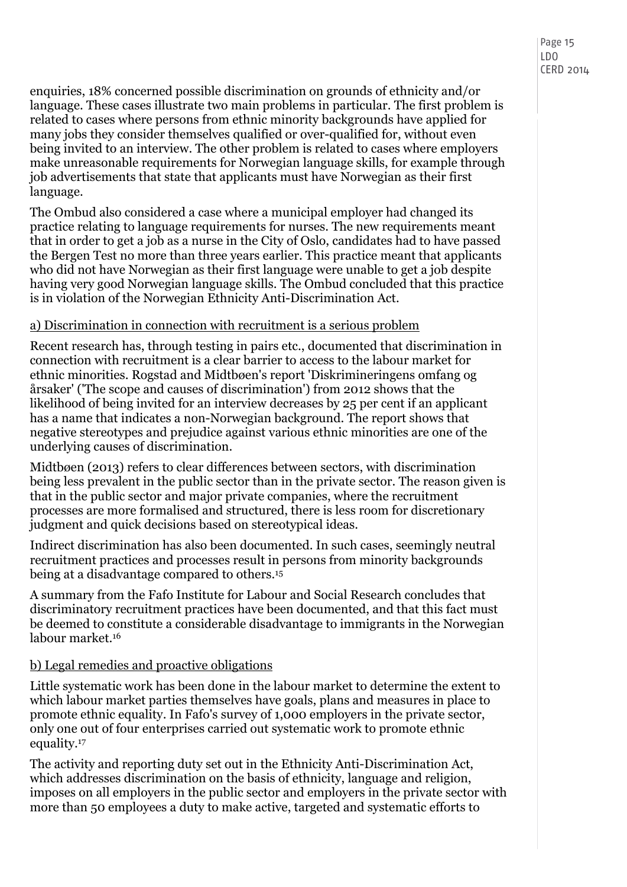enquiries, 18% concerned possible discrimination on grounds of ethnicity and/or language. These cases illustrate two main problems in particular. The first problem is related to cases where persons from ethnic minority backgrounds have applied for many jobs they consider themselves qualified or over-qualified for, without even being invited to an interview. The other problem is related to cases where employers make unreasonable requirements for Norwegian language skills, for example through job advertisements that state that applicants must have Norwegian as their first language.

The Ombud also considered a case where a municipal employer had changed its practice relating to language requirements for nurses. The new requirements meant that in order to get a job as a nurse in the City of Oslo, candidates had to have passed the Bergen Test no more than three years earlier. This practice meant that applicants who did not have Norwegian as their first language were unable to get a job despite having very good Norwegian language skills. The Ombud concluded that this practice is in violation of the Norwegian Ethnicity Anti-Discrimination Act.

a) Discrimination in connection with recruitment is a serious problem

Recent research has, through testing in pairs etc., documented that discrimination in connection with recruitment is a clear barrier to access to the labour market for ethnic minorities. Rogstad and Midtbøen's report 'Diskrimineringens omfang og årsaker' ('The scope and causes of discrimination') from 2012 shows that the likelihood of being invited for an interview decreases by 25 per cent if an applicant has a name that indicates a non-Norwegian background. The report shows that negative stereotypes and prejudice against various ethnic minorities are one of the underlying causes of discrimination.

Midtbøen (2013) refers to clear differences between sectors, with discrimination being less prevalent in the public sector than in the private sector. The reason given is that in the public sector and major private companies, where the recruitment processes are more formalised and structured, there is less room for discretionary judgment and quick decisions based on stereotypical ideas.

Indirect discrimination has also been documented. In such cases, seemingly neutral recruitment practices and processes result in persons from minority backgrounds being at a disadvantage compared to others.[15]

A summary from the Fafo Institute for Labour and Social Research concludes that discriminatory recruitment practices have been documented, and that this fact must be deemed to constitute a considerable disadvantage to immigrants in the Norwegian labour market.[16]

b) Legal remedies and proactive obligations

Little systematic work has been done in the labour market to determine the extent to which labour market parties themselves have goals, plans and measures in place to promote ethnic equality. In Fafo's survey of 1,000 employers in the private sector, only one out of four enterprises carried out systematic work to promote ethnic equality.[17]

The activity and reporting duty set out in the Ethnicity Anti-Discrimination Act, which addresses discrimination on the basis of ethnicity, language and religion, imposes on all employers in the public sector and employers in the private sector with more than 50 employees a duty to make active, targeted and systematic efforts to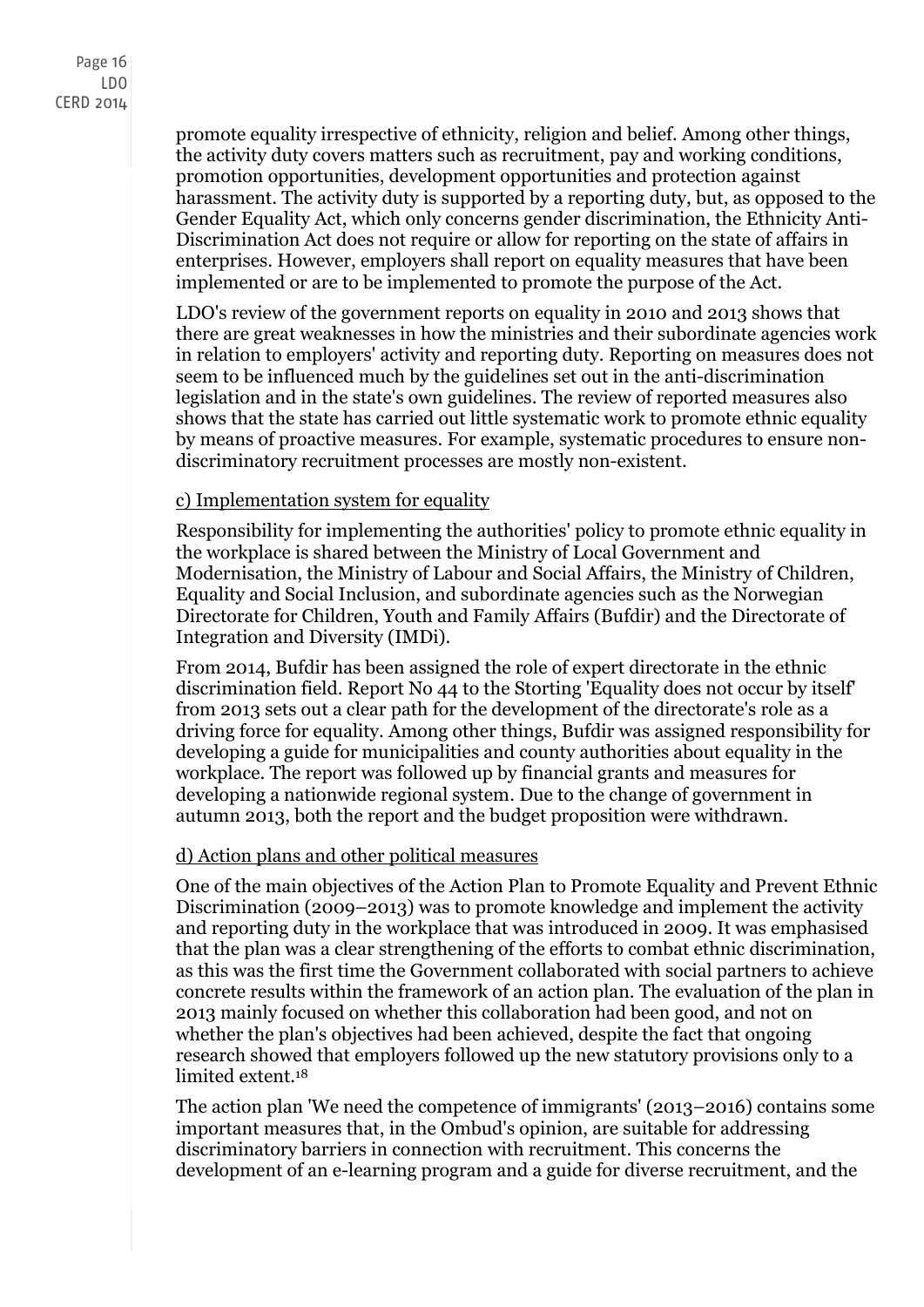promote equality irrespective of ethnicity, religion and belief. Among other things, the activity duty covers matters such as recruitment, pay and working conditions, promotion opportunities, development opportunities and protection against harassment. The activity duty is supported by a reporting duty, but, as opposed to the Gender Equality Act, which only concerns gender discrimination, the Ethnicity Anti-Discrimination Act does not require or allow for reporting on the state of affairs in enterprises. However, employers shall report on equality measures that have been implemented or are to be implemented to promote the purpose of the Act.

LDO's review of the government reports on equality in 2010 and 2013 shows that there are great weaknesses in how the ministries and their subordinate agencies work in relation to employers' activity and reporting duty. Reporting on measures does not seem to be influenced much by the guidelines set out in the anti-discrimination legislation and in the state's own guidelines. The review of reported measures also shows that the state has carried out little systematic work to promote ethnic equality by means of proactive measures. For example, systematic procedures to ensure non-discriminatory recruitment processes are mostly non-existent.

#### c) Implementation system for equality

Responsibility for implementing the authorities' policy to promote ethnic equality in the workplace is shared between the Ministry of Local Government and Modernisation, the Ministry of Labour and Social Affairs, the Ministry of Children, Equality and Social Inclusion, and subordinate agencies such as the Norwegian Directorate for Children, Youth and Family Affairs (Bufdir) and the Directorate of Integration and Diversity (IMDi).

From 2014, Bufdir has been assigned the role of expert directorate in the ethnic discrimination field. Report No 44 to the Storting 'Equality does not occur by itself' from 2013 sets out a clear path for the development of the directorate's role as a driving force for equality. Among other things, Bufdir was assigned responsibility for developing a guide for municipalities and county authorities about equality in the workplace. The report was followed up by financial grants and measures for developing a nationwide regional system. Due to the change of government in autumn 2013, both the report and the budget proposition were withdrawn.

#### d) Action plans and other political measures

One of the main objectives of the Action Plan to Promote Equality and Prevent Ethnic Discrimination (2009–2013) was to promote knowledge and implement the activity and reporting duty in the workplace that was introduced in 2009. It was emphasised that the plan was a clear strengthening of the efforts to combat ethnic discrimination, as this was the first time the Government collaborated with social partners to achieve concrete results within the framework of an action plan. The evaluation of the plan in 2013 mainly focused on whether this collaboration had been good, and not on whether the plan's objectives had been achieved, despite the fact that ongoing research showed that employers followed up the new statutory provisions only to a limited extent.[18]

The action plan 'We need the competence of immigrants' (2013–2016) contains some important measures that, in the Ombud's opinion, are suitable for addressing discriminatory barriers in connection with recruitment. This concerns the development of an e-learning program and a guide for diverse recruitment, and the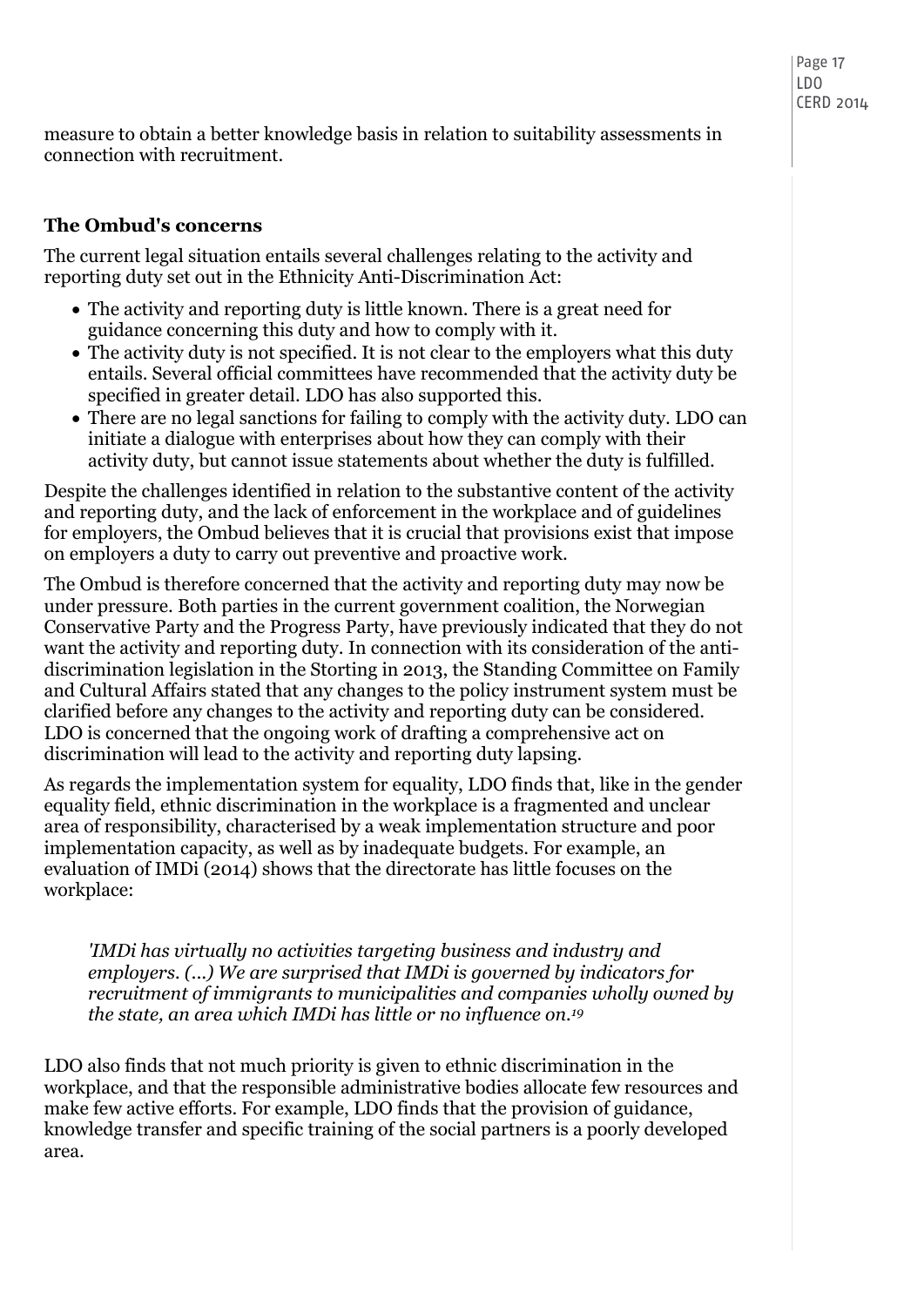measure to obtain a better knowledge basis in relation to suitability assessments in connection with recruitment.

### The Ombud's concerns

The current legal situation entails several challenges relating to the activity and reporting duty set out in the Ethnicity Anti-Discrimination Act:

- The activity and reporting duty is little known. There is a great need for guidance concerning this duty and how to comply with it.
- The activity duty is not specified. It is not clear to the employers what this duty entails. Several official committees have recommended that the activity duty be specified in greater detail. LDO has also supported this.
- There are no legal sanctions for failing to comply with the activity duty. LDO can initiate a dialogue with enterprises about how they can comply with their activity duty, but cannot issue statements about whether the duty is fulfilled.

Despite the challenges identified in relation to the substantive content of the activity and reporting duty, and the lack of enforcement in the workplace and of guidelines for employers, the Ombud believes that it is crucial that provisions exist that impose on employers a duty to carry out preventive and proactive work.

The Ombud is therefore concerned that the activity and reporting duty may now be under pressure. Both parties in the current government coalition, the Norwegian Conservative Party and the Progress Party, have previously indicated that they do not want the activity and reporting duty. In connection with its consideration of the anti-discrimination legislation in the Storting in 2013, the Standing Committee on Family and Cultural Affairs stated that any changes to the policy instrument system must be clarified before any changes to the activity and reporting duty can be considered. LDO is concerned that the ongoing work of drafting a comprehensive act on discrimination will lead to the activity and reporting duty lapsing.

As regards the implementation system for equality, LDO finds that, like in the gender equality field, ethnic discrimination in the workplace is a fragmented and unclear area of responsibility, characterised by a weak implementation structure and poor implementation capacity, as well as by inadequate budgets. For example, an evaluation of IMDi (2014) shows that the directorate has little focuses on the workplace:

> *'IMDi has virtually no activities targeting business and industry and employers. (...) We are surprised that IMDi is governed by indicators for recruitment of immigrants to municipalities and companies wholly owned by the state, an area which IMDi has little or no influence on.*[19]

LDO also finds that not much priority is given to ethnic discrimination in the workplace, and that the responsible administrative bodies allocate few resources and make few active efforts. For example, LDO finds that the provision of guidance, knowledge transfer and specific training of the social partners is a poorly developed area.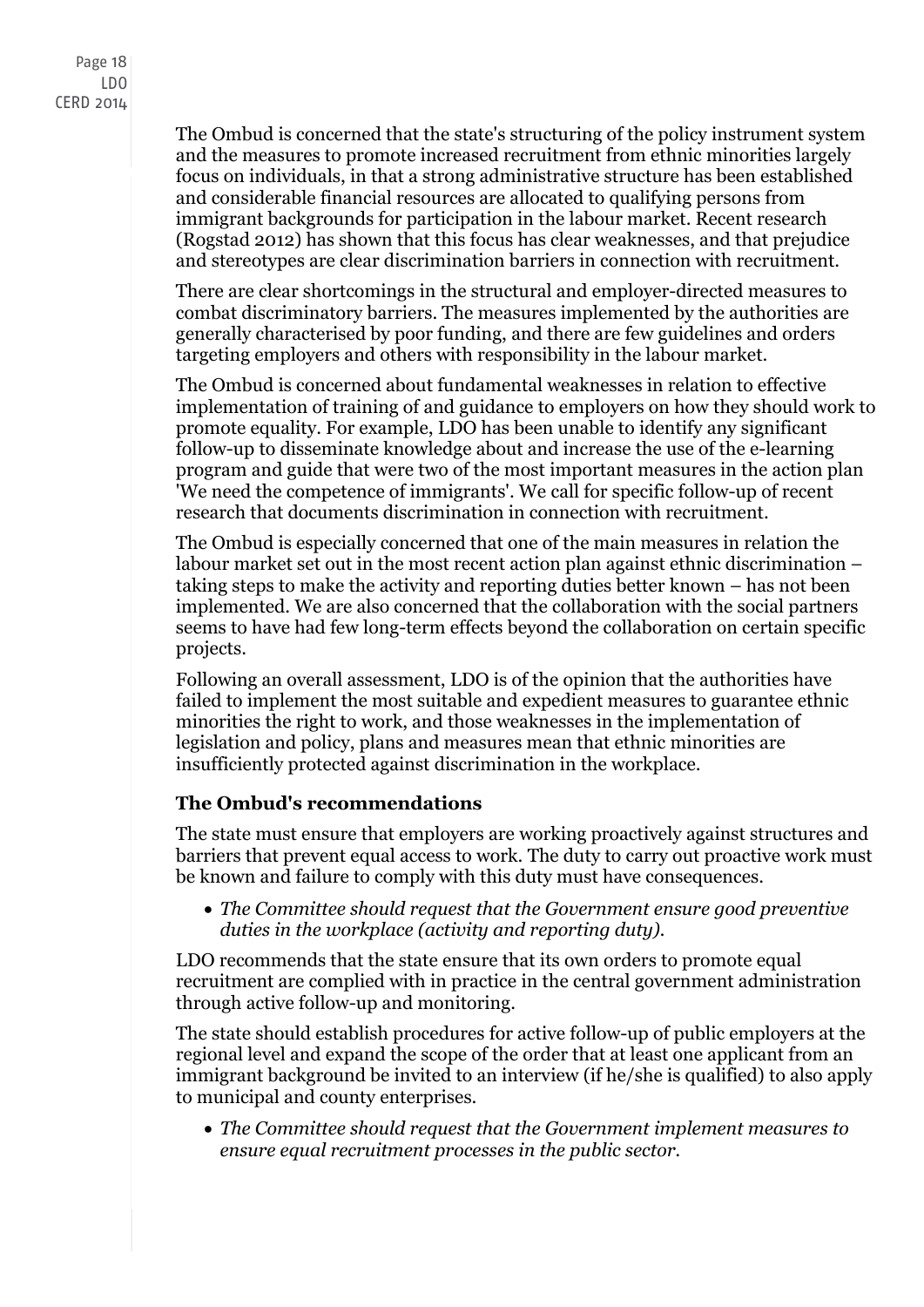The Ombud is concerned that the state's structuring of the policy instrument system and the measures to promote increased recruitment from ethnic minorities largely focus on individuals, in that a strong administrative structure has been established and considerable financial resources are allocated to qualifying persons from immigrant backgrounds for participation in the labour market. Recent research (Rogstad 2012) has shown that this focus has clear weaknesses, and that prejudice and stereotypes are clear discrimination barriers in connection with recruitment.

There are clear shortcomings in the structural and employer-directed measures to combat discriminatory barriers. The measures implemented by the authorities are generally characterised by poor funding, and there are few guidelines and orders targeting employers and others with responsibility in the labour market.

The Ombud is concerned about fundamental weaknesses in relation to effective implementation of training of and guidance to employers on how they should work to promote equality. For example, LDO has been unable to identify any significant follow-up to disseminate knowledge about and increase the use of the e-learning program and guide that were two of the most important measures in the action plan 'We need the competence of immigrants'. We call for specific follow-up of recent research that documents discrimination in connection with recruitment.

The Ombud is especially concerned that one of the main measures in relation the labour market set out in the most recent action plan against ethnic discrimination – taking steps to make the activity and reporting duties better known – has not been implemented. We are also concerned that the collaboration with the social partners seems to have had few long-term effects beyond the collaboration on certain specific projects.

Following an overall assessment, LDO is of the opinion that the authorities have failed to implement the most suitable and expedient measures to guarantee ethnic minorities the right to work, and those weaknesses in the implementation of legislation and policy, plans and measures mean that ethnic minorities are insufficiently protected against discrimination in the workplace.

### The Ombud's recommendations

The state must ensure that employers are working proactively against structures and barriers that prevent equal access to work. The duty to carry out proactive work must be known and failure to comply with this duty must have consequences.

- *The Committee should request that the Government ensure good preventive duties in the workplace (activity and reporting duty).*

LDO recommends that the state ensure that its own orders to promote equal recruitment are complied with in practice in the central government administration through active follow-up and monitoring.

The state should establish procedures for active follow-up of public employers at the regional level and expand the scope of the order that at least one applicant from an immigrant background be invited to an interview (if he/she is qualified) to also apply to municipal and county enterprises.

- *The Committee should request that the Government implement measures to ensure equal recruitment processes in the public sector.*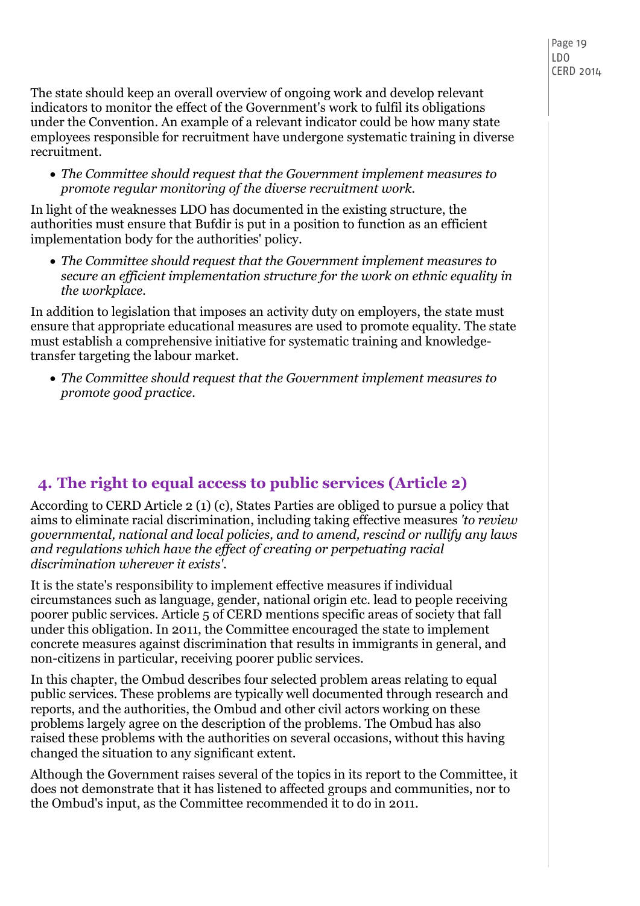The state should keep an overall overview of ongoing work and develop relevant indicators to monitor the effect of the Government's work to fulfil its obligations under the Convention. An example of a relevant indicator could be how many state employees responsible for recruitment have undergone systematic training in diverse recruitment.

- *The Committee should request that the Government implement measures to promote regular monitoring of the diverse recruitment work.*

In light of the weaknesses LDO has documented in the existing structure, the authorities must ensure that Bufdir is put in a position to function as an efficient implementation body for the authorities' policy.

- *The Committee should request that the Government implement measures to secure an efficient implementation structure for the work on ethnic equality in the workplace.*

In addition to legislation that imposes an activity duty on employers, the state must ensure that appropriate educational measures are used to promote equality. The state must establish a comprehensive initiative for systematic training and knowledge-transfer targeting the labour market.

- *The Committee should request that the Government implement measures to promote good practice.*

## 4. The right to equal access to public services (Article 2)

According to CERD Article 2 (1) (c), States Parties are obliged to pursue a policy that aims to eliminate racial discrimination, including taking effective measures *'to review governmental, national and local policies, and to amend, rescind or nullify any laws and regulations which have the effect of creating or perpetuating racial discrimination wherever it exists'*.

It is the state's responsibility to implement effective measures if individual circumstances such as language, gender, national origin etc. lead to people receiving poorer public services. Article 5 of CERD mentions specific areas of society that fall under this obligation. In 2011, the Committee encouraged the state to implement concrete measures against discrimination that results in immigrants in general, and non-citizens in particular, receiving poorer public services.

In this chapter, the Ombud describes four selected problem areas relating to equal public services. These problems are typically well documented through research and reports, and the authorities, the Ombud and other civil actors working on these problems largely agree on the description of the problems. The Ombud has also raised these problems with the authorities on several occasions, without this having changed the situation to any significant extent.

Although the Government raises several of the topics in its report to the Committee, it does not demonstrate that it has listened to affected groups and communities, nor to the Ombud's input, as the Committee recommended it to do in 2011.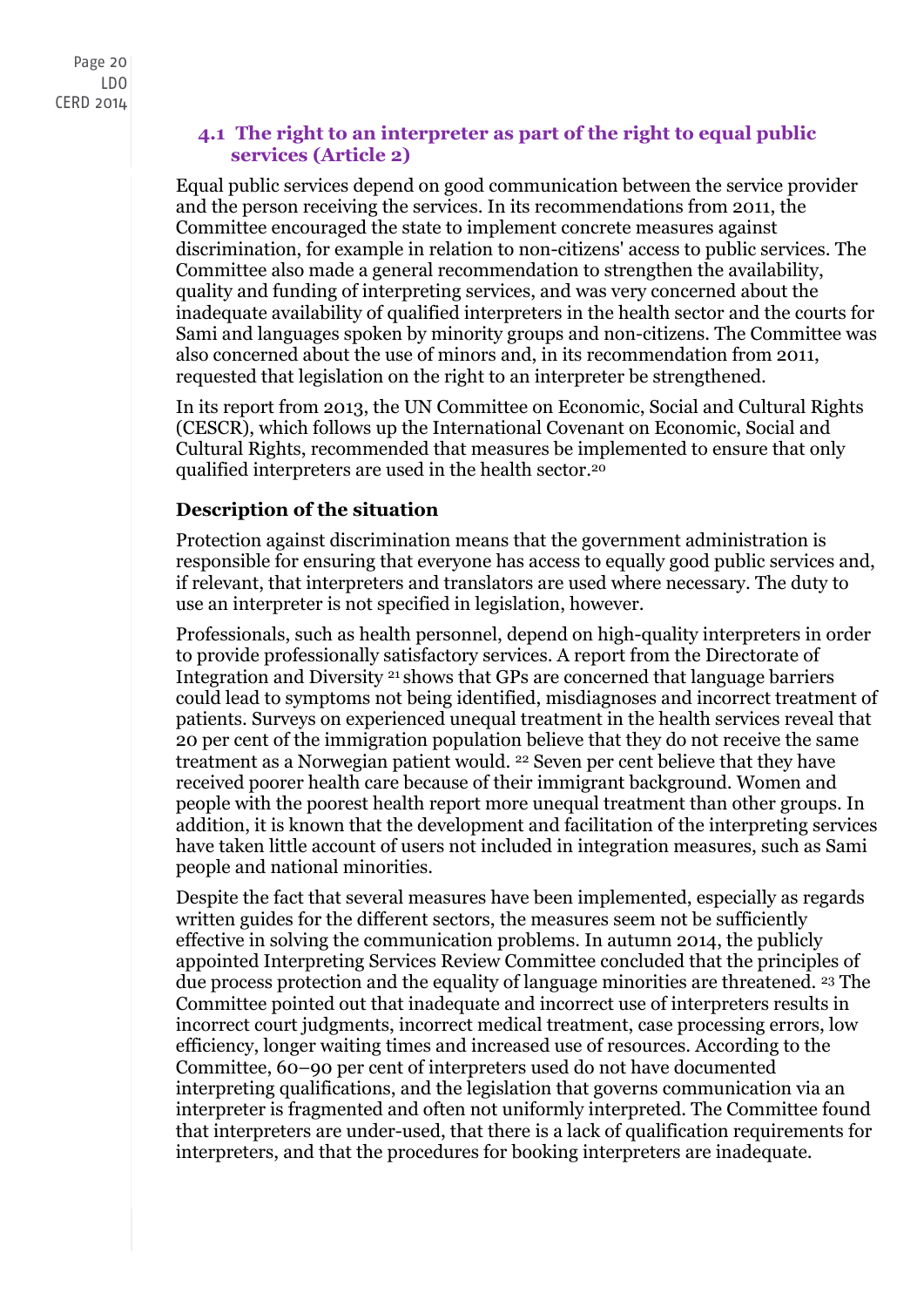### 4.1 The right to an interpreter as part of the right to equal public services (Article 2)

Equal public services depend on good communication between the service provider and the person receiving the services. In its recommendations from 2011, the Committee encouraged the state to implement concrete measures against discrimination, for example in relation to non-citizens' access to public services. The Committee also made a general recommendation to strengthen the availability, quality and funding of interpreting services, and was very concerned about the inadequate availability of qualified interpreters in the health sector and the courts for Sami and languages spoken by minority groups and non-citizens. The Committee was also concerned about the use of minors and, in its recommendation from 2011, requested that legislation on the right to an interpreter be strengthened.

In its report from 2013, the UN Committee on Economic, Social and Cultural Rights (CESCR), which follows up the International Covenant on Economic, Social and Cultural Rights, recommended that measures be implemented to ensure that only qualified interpreters are used in the health sector.[20]

**Description of the situation**

Protection against discrimination means that the government administration is responsible for ensuring that everyone has access to equally good public services and, if relevant, that interpreters and translators are used where necessary. The duty to use an interpreter is not specified in legislation, however.

Professionals, such as health personnel, depend on high-quality interpreters in order to provide professionally satisfactory services. A report from the Directorate of Integration and Diversity [21] shows that GPs are concerned that language barriers could lead to symptoms not being identified, misdiagnoses and incorrect treatment of patients. Surveys on experienced unequal treatment in the health services reveal that 20 per cent of the immigration population believe that they do not receive the same treatment as a Norwegian patient would. [22] Seven per cent believe that they have received poorer health care because of their immigrant background. Women and people with the poorest health report more unequal treatment than other groups. In addition, it is known that the development and facilitation of the interpreting services have taken little account of users not included in integration measures, such as Sami people and national minorities.

Despite the fact that several measures have been implemented, especially as regards written guides for the different sectors, the measures seem not be sufficiently effective in solving the communication problems. In autumn 2014, the publicly appointed Interpreting Services Review Committee concluded that the principles of due process protection and the equality of language minorities are threatened. [23] The Committee pointed out that inadequate and incorrect use of interpreters results in incorrect court judgments, incorrect medical treatment, case processing errors, low efficiency, longer waiting times and increased use of resources. According to the Committee, 60–90 per cent of interpreters used do not have documented interpreting qualifications, and the legislation that governs communication via an interpreter is fragmented and often not uniformly interpreted. The Committee found that interpreters are under-used, that there is a lack of qualification requirements for interpreters, and that the procedures for booking interpreters are inadequate.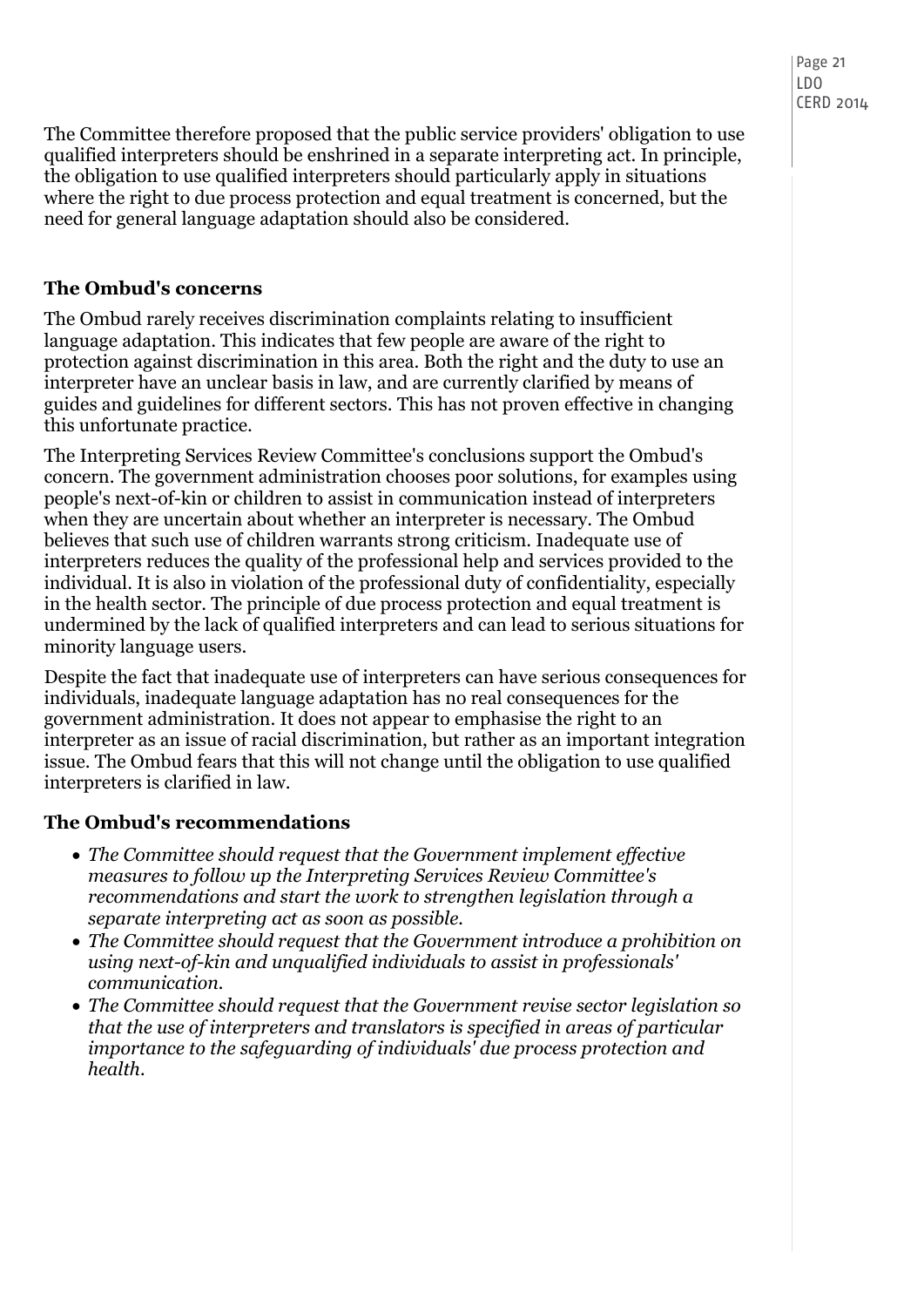The Committee therefore proposed that the public service providers' obligation to use qualified interpreters should be enshrined in a separate interpreting act. In principle, the obligation to use qualified interpreters should particularly apply in situations where the right to due process protection and equal treatment is concerned, but the need for general language adaptation should also be considered.

### The Ombud's concerns

The Ombud rarely receives discrimination complaints relating to insufficient language adaptation. This indicates that few people are aware of the right to protection against discrimination in this area. Both the right and the duty to use an interpreter have an unclear basis in law, and are currently clarified by means of guides and guidelines for different sectors. This has not proven effective in changing this unfortunate practice.

The Interpreting Services Review Committee's conclusions support the Ombud's concern. The government administration chooses poor solutions, for examples using people's next-of-kin or children to assist in communication instead of interpreters when they are uncertain about whether an interpreter is necessary. The Ombud believes that such use of children warrants strong criticism. Inadequate use of interpreters reduces the quality of the professional help and services provided to the individual. It is also in violation of the professional duty of confidentiality, especially in the health sector. The principle of due process protection and equal treatment is undermined by the lack of qualified interpreters and can lead to serious situations for minority language users.

Despite the fact that inadequate use of interpreters can have serious consequences for individuals, inadequate language adaptation has no real consequences for the government administration. It does not appear to emphasise the right to an interpreter as an issue of racial discrimination, but rather as an important integration issue. The Ombud fears that this will not change until the obligation to use qualified interpreters is clarified in law.

### The Ombud's recommendations

- *The Committee should request that the Government implement effective measures to follow up the Interpreting Services Review Committee's recommendations and start the work to strengthen legislation through a separate interpreting act as soon as possible.*
- *The Committee should request that the Government introduce a prohibition on using next-of-kin and unqualified individuals to assist in professionals' communication.*
- *The Committee should request that the Government revise sector legislation so that the use of interpreters and translators is specified in areas of particular importance to the safeguarding of individuals' due process protection and health.*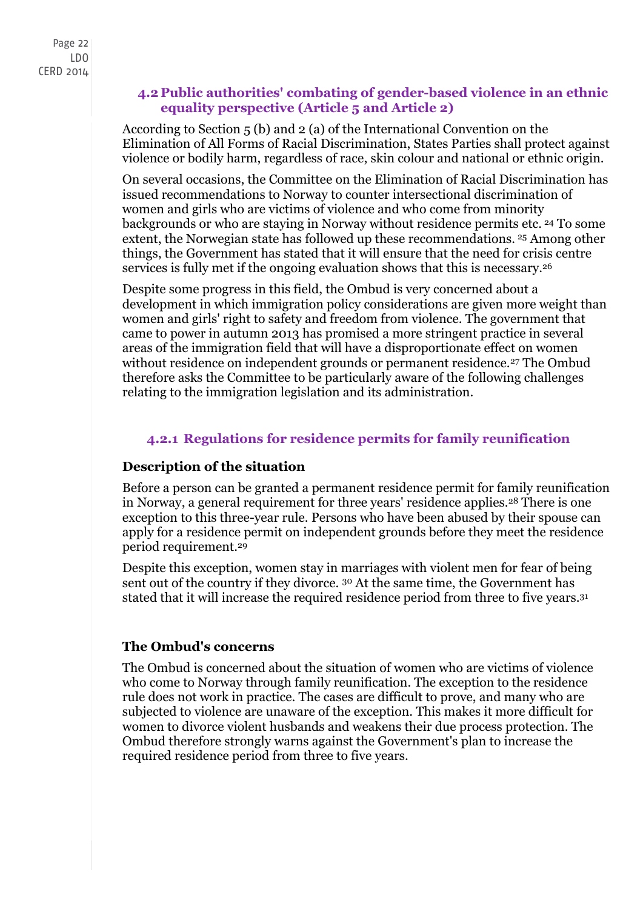## 4.2 Public authorities' combating of gender-based violence in an ethnic equality perspective (Article 5 and Article 2)

According to Section 5 (b) and 2 (a) of the International Convention on the Elimination of All Forms of Racial Discrimination, States Parties shall protect against violence or bodily harm, regardless of race, skin colour and national or ethnic origin.

On several occasions, the Committee on the Elimination of Racial Discrimination has issued recommendations to Norway to counter intersectional discrimination of women and girls who are victims of violence and who come from minority backgrounds or who are staying in Norway without residence permits etc. [24] To some extent, the Norwegian state has followed up these recommendations. [25] Among other things, the Government has stated that it will ensure that the need for crisis centre services is fully met if the ongoing evaluation shows that this is necessary.[26]

Despite some progress in this field, the Ombud is very concerned about a development in which immigration policy considerations are given more weight than women and girls' right to safety and freedom from violence. The government that came to power in autumn 2013 has promised a more stringent practice in several areas of the immigration field that will have a disproportionate effect on women without residence on independent grounds or permanent residence.[27] The Ombud therefore asks the Committee to be particularly aware of the following challenges relating to the immigration legislation and its administration.

### 4.2.1 Regulations for residence permits for family reunification

**Description of the situation**

Before a person can be granted a permanent residence permit for family reunification in Norway, a general requirement for three years' residence applies.[28] There is one exception to this three-year rule. Persons who have been abused by their spouse can apply for a residence permit on independent grounds before they meet the residence period requirement.[29]

Despite this exception, women stay in marriages with violent men for fear of being sent out of the country if they divorce. [30] At the same time, the Government has stated that it will increase the required residence period from three to five years.[31]

**The Ombud's concerns**

The Ombud is concerned about the situation of women who are victims of violence who come to Norway through family reunification. The exception to the residence rule does not work in practice. The cases are difficult to prove, and many who are subjected to violence are unaware of the exception. This makes it more difficult for women to divorce violent husbands and weakens their due process protection. The Ombud therefore strongly warns against the Government's plan to increase the required residence period from three to five years.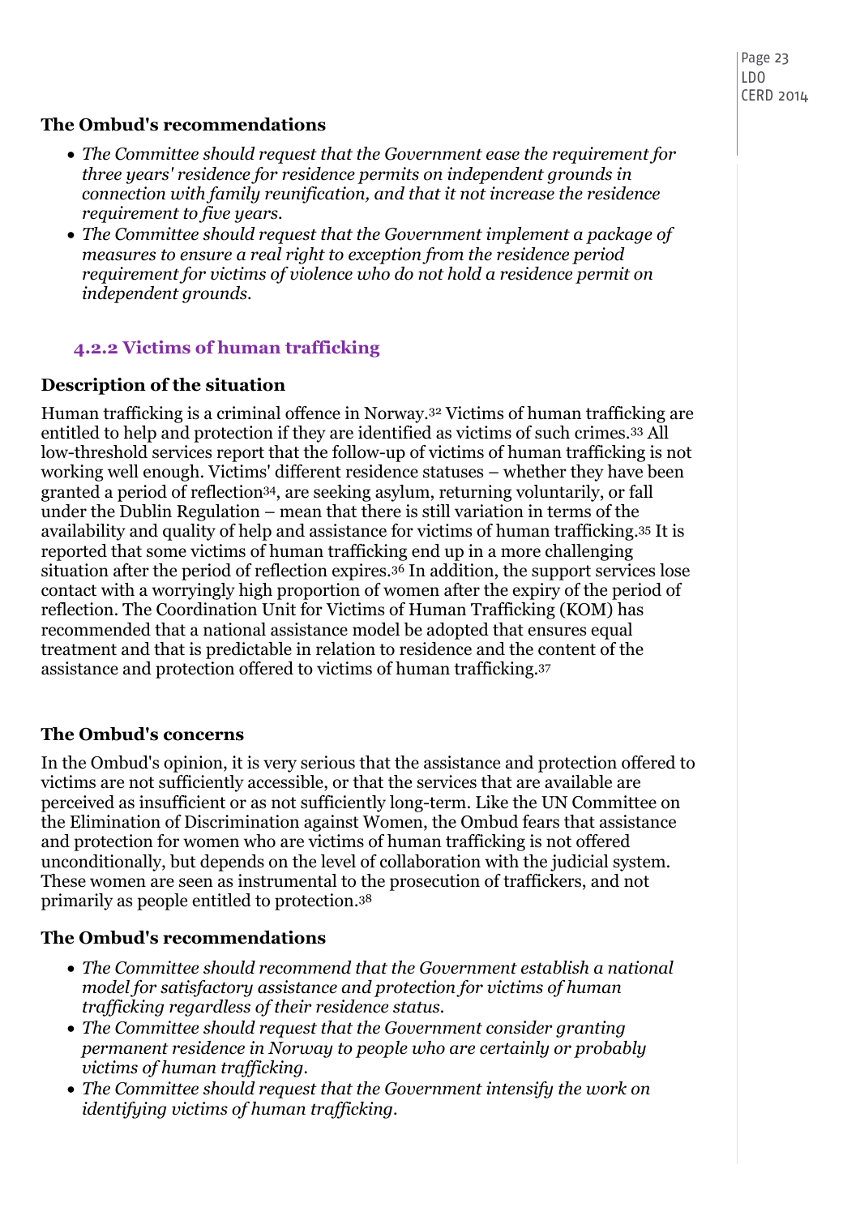### The Ombud's recommendations

- *The Committee should request that the Government ease the requirement for three years' residence for residence permits on independent grounds in connection with family reunification, and that it not increase the residence requirement to five years.*
- *The Committee should request that the Government implement a package of measures to ensure a real right to exception from the residence period requirement for victims of violence who do not hold a residence permit on independent grounds.*

## 4.2.2 Victims of human trafficking

### Description of the situation

Human trafficking is a criminal offence in Norway.[32] Victims of human trafficking are entitled to help and protection if they are identified as victims of such crimes.[33] All low-threshold services report that the follow-up of victims of human trafficking is not working well enough. Victims' different residence statuses – whether they have been granted a period of reflection[34], are seeking asylum, returning voluntarily, or fall under the Dublin Regulation – mean that there is still variation in terms of the availability and quality of help and assistance for victims of human trafficking.[35] It is reported that some victims of human trafficking end up in a more challenging situation after the period of reflection expires.[36] In addition, the support services lose contact with a worryingly high proportion of women after the expiry of the period of reflection. The Coordination Unit for Victims of Human Trafficking (KOM) has recommended that a national assistance model be adopted that ensures equal treatment and that is predictable in relation to residence and the content of the assistance and protection offered to victims of human trafficking.[37]

### The Ombud's concerns

In the Ombud's opinion, it is very serious that the assistance and protection offered to victims are not sufficiently accessible, or that the services that are available are perceived as insufficient or as not sufficiently long-term. Like the UN Committee on the Elimination of Discrimination against Women, the Ombud fears that assistance and protection for women who are victims of human trafficking is not offered unconditionally, but depends on the level of collaboration with the judicial system. These women are seen as instrumental to the prosecution of traffickers, and not primarily as people entitled to protection.[38]

### The Ombud's recommendations

- *The Committee should recommend that the Government establish a national model for satisfactory assistance and protection for victims of human trafficking regardless of their residence status.*
- *The Committee should request that the Government consider granting permanent residence in Norway to people who are certainly or probably victims of human trafficking.*
- *The Committee should request that the Government intensify the work on identifying victims of human trafficking.*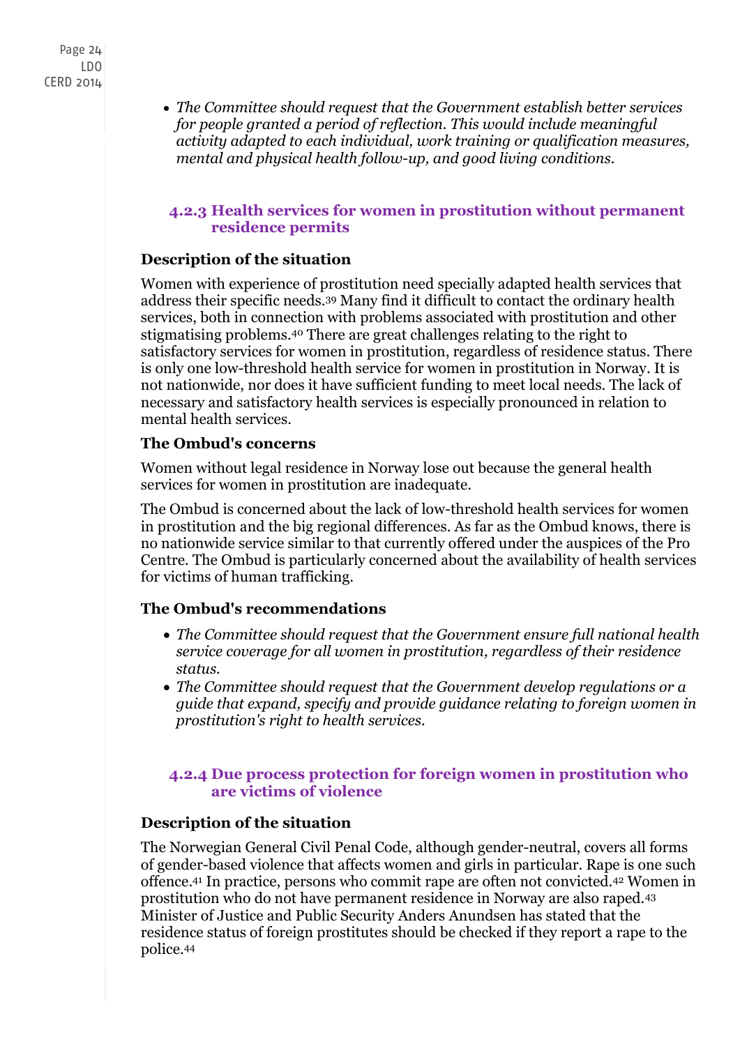- *The Committee should request that the Government establish better services for people granted a period of reflection. This would include meaningful activity adapted to each individual, work training or qualification measures, mental and physical health follow-up, and good living conditions.*

### 4.2.3 Health services for women in prostitution without permanent residence permits

**Description of the situation**

Women with experience of prostitution need specially adapted health services that address their specific needs.[39] Many find it difficult to contact the ordinary health services, both in connection with problems associated with prostitution and other stigmatising problems.[40] There are great challenges relating to the right to satisfactory services for women in prostitution, regardless of residence status. There is only one low-threshold health service for women in prostitution in Norway. It is not nationwide, nor does it have sufficient funding to meet local needs. The lack of necessary and satisfactory health services is especially pronounced in relation to mental health services.

**The Ombud's concerns**

Women without legal residence in Norway lose out because the general health services for women in prostitution are inadequate.

The Ombud is concerned about the lack of low-threshold health services for women in prostitution and the big regional differences. As far as the Ombud knows, there is no nationwide service similar to that currently offered under the auspices of the Pro Centre. The Ombud is particularly concerned about the availability of health services for victims of human trafficking.

**The Ombud's recommendations**

- *The Committee should request that the Government ensure full national health service coverage for all women in prostitution, regardless of their residence status.*
- *The Committee should request that the Government develop regulations or a guide that expand, specify and provide guidance relating to foreign women in prostitution's right to health services.*

### 4.2.4 Due process protection for foreign women in prostitution who are victims of violence

**Description of the situation**

The Norwegian General Civil Penal Code, although gender-neutral, covers all forms of gender-based violence that affects women and girls in particular. Rape is one such offence.[41] In practice, persons who commit rape are often not convicted.[42] Women in prostitution who do not have permanent residence in Norway are also raped.[43] Minister of Justice and Public Security Anders Anundsen has stated that the residence status of foreign prostitutes should be checked if they report a rape to the police.[44]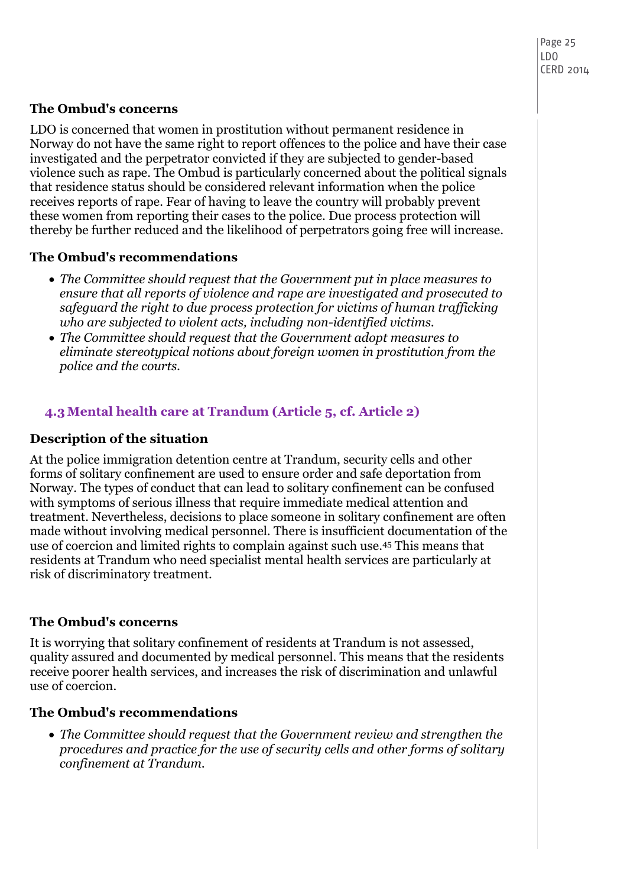### The Ombud's concerns

LDO is concerned that women in prostitution without permanent residence in Norway do not have the same right to report offences to the police and have their case investigated and the perpetrator convicted if they are subjected to gender-based violence such as rape. The Ombud is particularly concerned about the political signals that residence status should be considered relevant information when the police receives reports of rape. Fear of having to leave the country will probably prevent these women from reporting their cases to the police. Due process protection will thereby be further reduced and the likelihood of perpetrators going free will increase.

### The Ombud's recommendations

- *The Committee should request that the Government put in place measures to ensure that all reports of violence and rape are investigated and prosecuted to safeguard the right to due process protection for victims of human trafficking who are subjected to violent acts, including non-identified victims.*
- *The Committee should request that the Government adopt measures to eliminate stereotypical notions about foreign women in prostitution from the police and the courts.*

## 4.3 Mental health care at Trandum (Article 5, cf. Article 2)

### Description of the situation

At the police immigration detention centre at Trandum, security cells and other forms of solitary confinement are used to ensure order and safe deportation from Norway. The types of conduct that can lead to solitary confinement can be confused with symptoms of serious illness that require immediate medical attention and treatment. Nevertheless, decisions to place someone in solitary confinement are often made without involving medical personnel. There is insufficient documentation of the use of coercion and limited rights to complain against such use.[45] This means that residents at Trandum who need specialist mental health services are particularly at risk of discriminatory treatment.

### The Ombud's concerns

It is worrying that solitary confinement of residents at Trandum is not assessed, quality assured and documented by medical personnel. This means that the residents receive poorer health services, and increases the risk of discrimination and unlawful use of coercion.

### The Ombud's recommendations

- *The Committee should request that the Government review and strengthen the procedures and practice for the use of security cells and other forms of solitary confinement at Trandum.*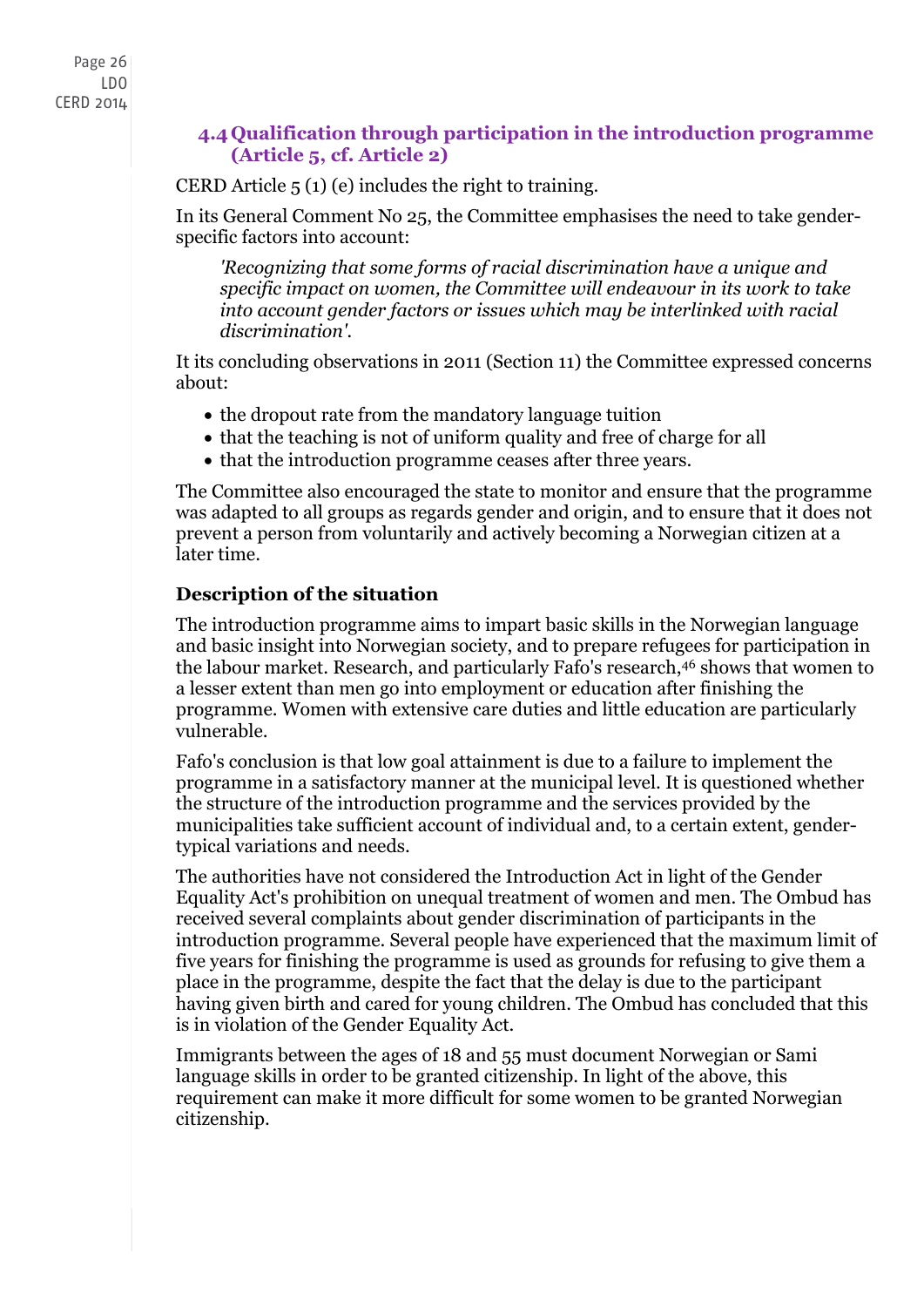## 4.4 Qualification through participation in the introduction programme (Article 5, cf. Article 2)

CERD Article 5 (1) (e) includes the right to training.

In its General Comment No 25, the Committee emphasises the need to take gender-specific factors into account:

> *'Recognizing that some forms of racial discrimination have a unique and specific impact on women, the Committee will endeavour in its work to take into account gender factors or issues which may be interlinked with racial discrimination'.*

It its concluding observations in 2011 (Section 11) the Committee expressed concerns about:

- the dropout rate from the mandatory language tuition
- that the teaching is not of uniform quality and free of charge for all
- that the introduction programme ceases after three years.

The Committee also encouraged the state to monitor and ensure that the programme was adapted to all groups as regards gender and origin, and to ensure that it does not prevent a person from voluntarily and actively becoming a Norwegian citizen at a later time.

### Description of the situation

The introduction programme aims to impart basic skills in the Norwegian language and basic insight into Norwegian society, and to prepare refugees for participation in the labour market. Research, and particularly Fafo's research,[46] shows that women to a lesser extent than men go into employment or education after finishing the programme. Women with extensive care duties and little education are particularly vulnerable.

Fafo's conclusion is that low goal attainment is due to a failure to implement the programme in a satisfactory manner at the municipal level. It is questioned whether the structure of the introduction programme and the services provided by the municipalities take sufficient account of individual and, to a certain extent, gender-typical variations and needs.

The authorities have not considered the Introduction Act in light of the Gender Equality Act's prohibition on unequal treatment of women and men. The Ombud has received several complaints about gender discrimination of participants in the introduction programme. Several people have experienced that the maximum limit of five years for finishing the programme is used as grounds for refusing to give them a place in the programme, despite the fact that the delay is due to the participant having given birth and cared for young children. The Ombud has concluded that this is in violation of the Gender Equality Act.

Immigrants between the ages of 18 and 55 must document Norwegian or Sami language skills in order to be granted citizenship. In light of the above, this requirement can make it more difficult for some women to be granted Norwegian citizenship.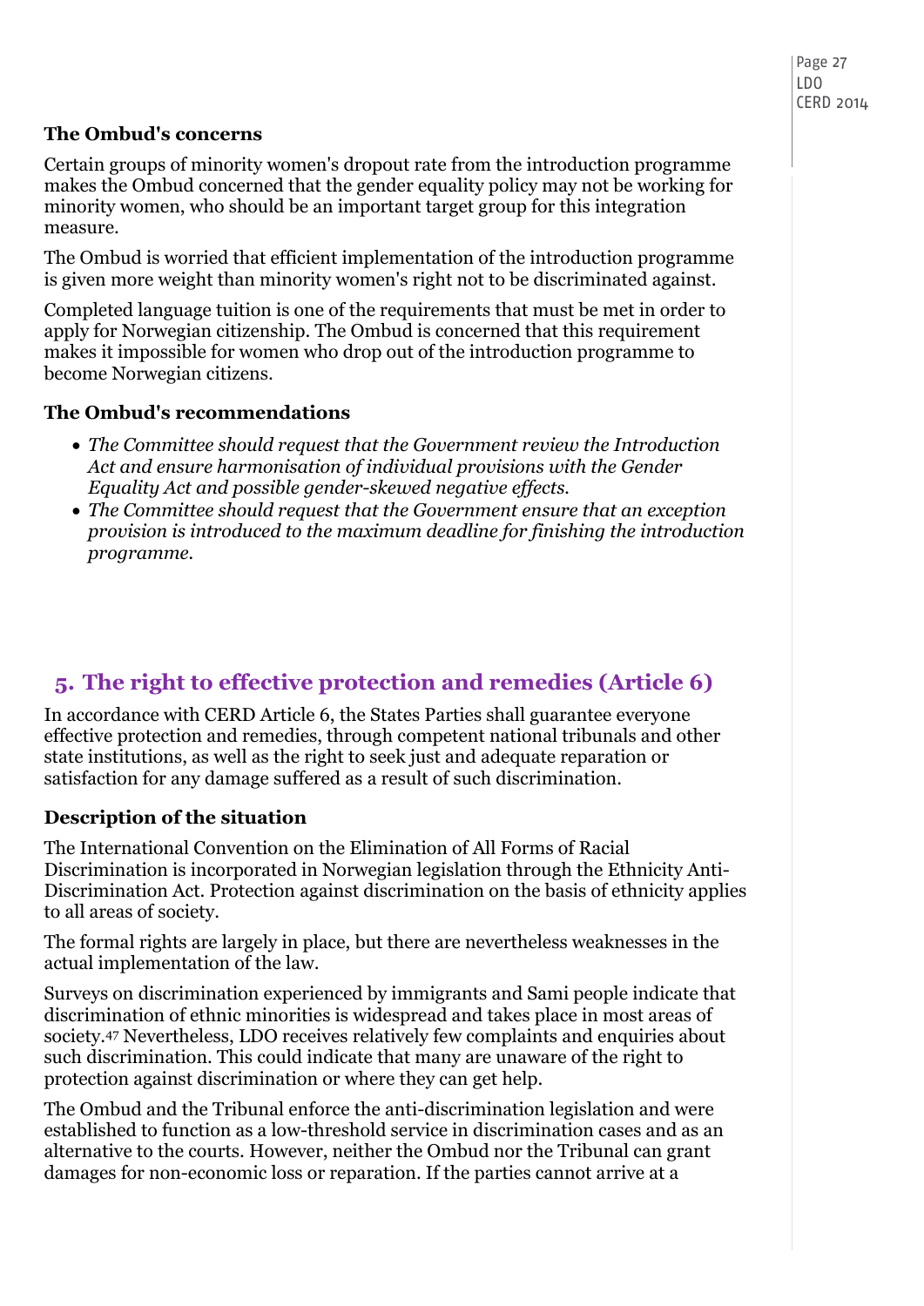### The Ombud's concerns

Certain groups of minority women's dropout rate from the introduction programme makes the Ombud concerned that the gender equality policy may not be working for minority women, who should be an important target group for this integration measure.

The Ombud is worried that efficient implementation of the introduction programme is given more weight than minority women's right not to be discriminated against.

Completed language tuition is one of the requirements that must be met in order to apply for Norwegian citizenship. The Ombud is concerned that this requirement makes it impossible for women who drop out of the introduction programme to become Norwegian citizens.

### The Ombud's recommendations

- *The Committee should request that the Government review the Introduction Act and ensure harmonisation of individual provisions with the Gender Equality Act and possible gender-skewed negative effects.*
- *The Committee should request that the Government ensure that an exception provision is introduced to the maximum deadline for finishing the introduction programme.*

## 5. The right to effective protection and remedies (Article 6)

In accordance with CERD Article 6, the States Parties shall guarantee everyone effective protection and remedies, through competent national tribunals and other state institutions, as well as the right to seek just and adequate reparation or satisfaction for any damage suffered as a result of such discrimination.

### Description of the situation

The International Convention on the Elimination of All Forms of Racial Discrimination is incorporated in Norwegian legislation through the Ethnicity Anti-Discrimination Act. Protection against discrimination on the basis of ethnicity applies to all areas of society.

The formal rights are largely in place, but there are nevertheless weaknesses in the actual implementation of the law.

Surveys on discrimination experienced by immigrants and Sami people indicate that discrimination of ethnic minorities is widespread and takes place in most areas of society.[47] Nevertheless, LDO receives relatively few complaints and enquiries about such discrimination. This could indicate that many are unaware of the right to protection against discrimination or where they can get help.

The Ombud and the Tribunal enforce the anti-discrimination legislation and were established to function as a low-threshold service in discrimination cases and as an alternative to the courts. However, neither the Ombud nor the Tribunal can grant damages for non-economic loss or reparation. If the parties cannot arrive at a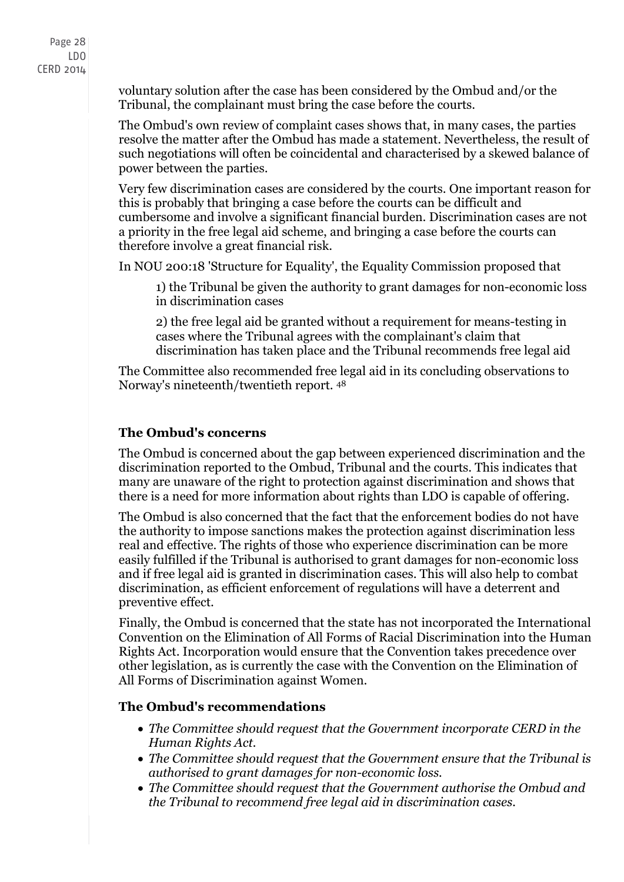voluntary solution after the case has been considered by the Ombud and/or the Tribunal, the complainant must bring the case before the courts.

The Ombud's own review of complaint cases shows that, in many cases, the parties resolve the matter after the Ombud has made a statement. Nevertheless, the result of such negotiations will often be coincidental and characterised by a skewed balance of power between the parties.

Very few discrimination cases are considered by the courts. One important reason for this is probably that bringing a case before the courts can be difficult and cumbersome and involve a significant financial burden. Discrimination cases are not a priority in the free legal aid scheme, and bringing a case before the courts can therefore involve a great financial risk.

In NOU 200:18 'Structure for Equality', the Equality Commission proposed that

> 1) the Tribunal be given the authority to grant damages for non-economic loss in discrimination cases
>
> 2) the free legal aid be granted without a requirement for means-testing in cases where the Tribunal agrees with the complainant's claim that discrimination has taken place and the Tribunal recommends free legal aid

The Committee also recommended free legal aid in its concluding observations to Norway's nineteenth/twentieth report. [48]

### The Ombud's concerns

The Ombud is concerned about the gap between experienced discrimination and the discrimination reported to the Ombud, Tribunal and the courts. This indicates that many are unaware of the right to protection against discrimination and shows that there is a need for more information about rights than LDO is capable of offering.

The Ombud is also concerned that the fact that the enforcement bodies do not have the authority to impose sanctions makes the protection against discrimination less real and effective. The rights of those who experience discrimination can be more easily fulfilled if the Tribunal is authorised to grant damages for non-economic loss and if free legal aid is granted in discrimination cases. This will also help to combat discrimination, as efficient enforcement of regulations will have a deterrent and preventive effect.

Finally, the Ombud is concerned that the state has not incorporated the International Convention on the Elimination of All Forms of Racial Discrimination into the Human Rights Act. Incorporation would ensure that the Convention takes precedence over other legislation, as is currently the case with the Convention on the Elimination of All Forms of Discrimination against Women.

### The Ombud's recommendations

- *The Committee should request that the Government incorporate CERD in the Human Rights Act.*
- *The Committee should request that the Government ensure that the Tribunal is authorised to grant damages for non-economic loss.*
- *The Committee should request that the Government authorise the Ombud and the Tribunal to recommend free legal aid in discrimination cases.*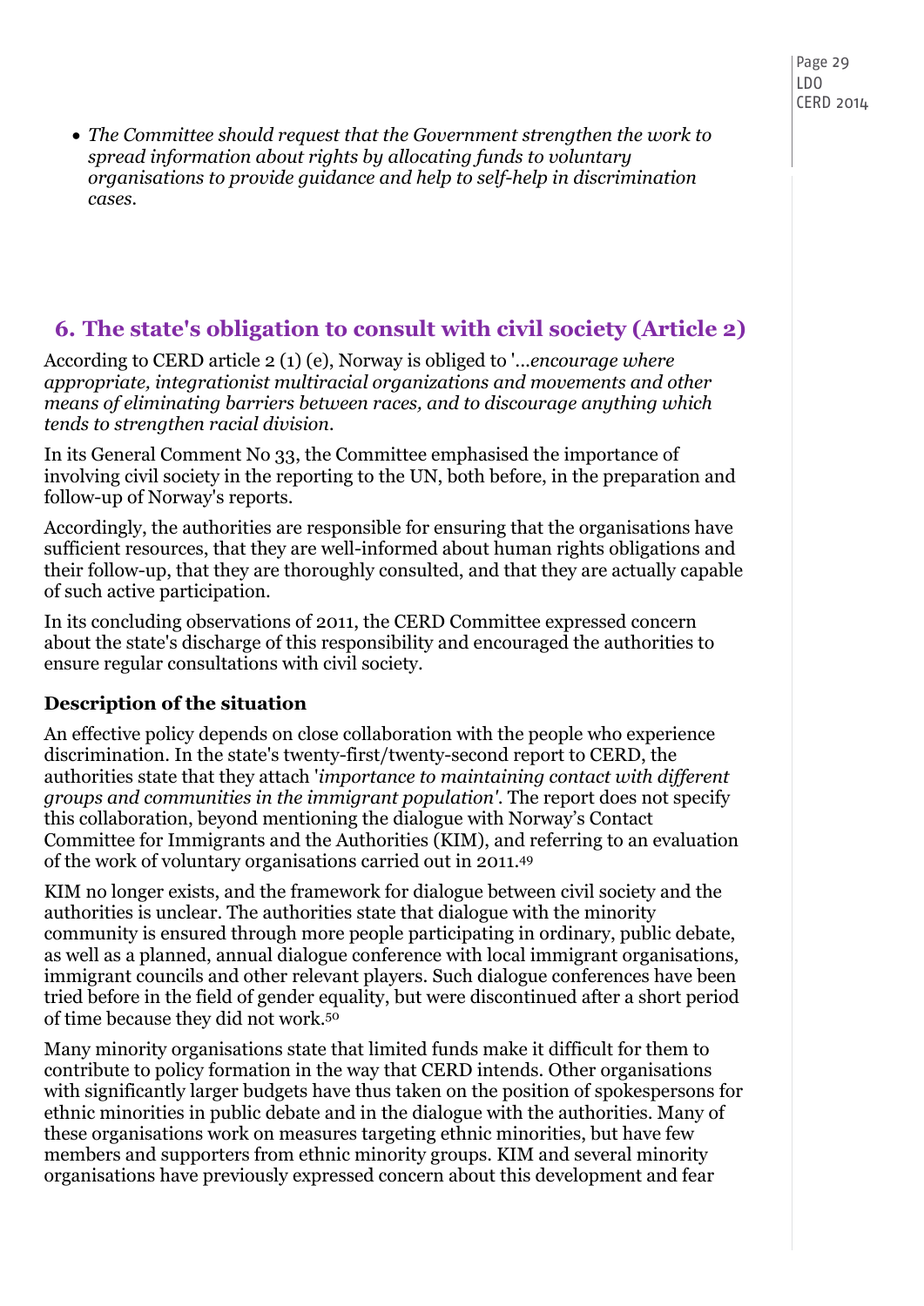- *The Committee should request that the Government strengthen the work to spread information about rights by allocating funds to voluntary organisations to provide guidance and help to self-help in discrimination cases.*

## 6. The state's obligation to consult with civil society (Article 2)

According to CERD article 2 (1) (e), Norway is obliged to '...*encourage where appropriate, integrationist multiracial organizations and movements and other means of eliminating barriers between races, and to discourage anything which tends to strengthen racial division.*

In its General Comment No 33, the Committee emphasised the importance of involving civil society in the reporting to the UN, both before, in the preparation and follow-up of Norway's reports.

Accordingly, the authorities are responsible for ensuring that the organisations have sufficient resources, that they are well-informed about human rights obligations and their follow-up, that they are thoroughly consulted, and that they are actually capable of such active participation.

In its concluding observations of 2011, the CERD Committee expressed concern about the state's discharge of this responsibility and encouraged the authorities to ensure regular consultations with civil society.

### Description of the situation

An effective policy depends on close collaboration with the people who experience discrimination. In the state's twenty-first/twenty-second report to CERD, the authorities state that they attach '*importance to maintaining contact with different groups and communities in the immigrant population'*. The report does not specify this collaboration, beyond mentioning the dialogue with Norway's Contact Committee for Immigrants and the Authorities (KIM), and referring to an evaluation of the work of voluntary organisations carried out in 2011.[49]

KIM no longer exists, and the framework for dialogue between civil society and the authorities is unclear. The authorities state that dialogue with the minority community is ensured through more people participating in ordinary, public debate, as well as a planned, annual dialogue conference with local immigrant organisations, immigrant councils and other relevant players. Such dialogue conferences have been tried before in the field of gender equality, but were discontinued after a short period of time because they did not work.[50]

Many minority organisations state that limited funds make it difficult for them to contribute to policy formation in the way that CERD intends. Other organisations with significantly larger budgets have thus taken on the position of spokespersons for ethnic minorities in public debate and in the dialogue with the authorities. Many of these organisations work on measures targeting ethnic minorities, but have few members and supporters from ethnic minority groups. KIM and several minority organisations have previously expressed concern about this development and fear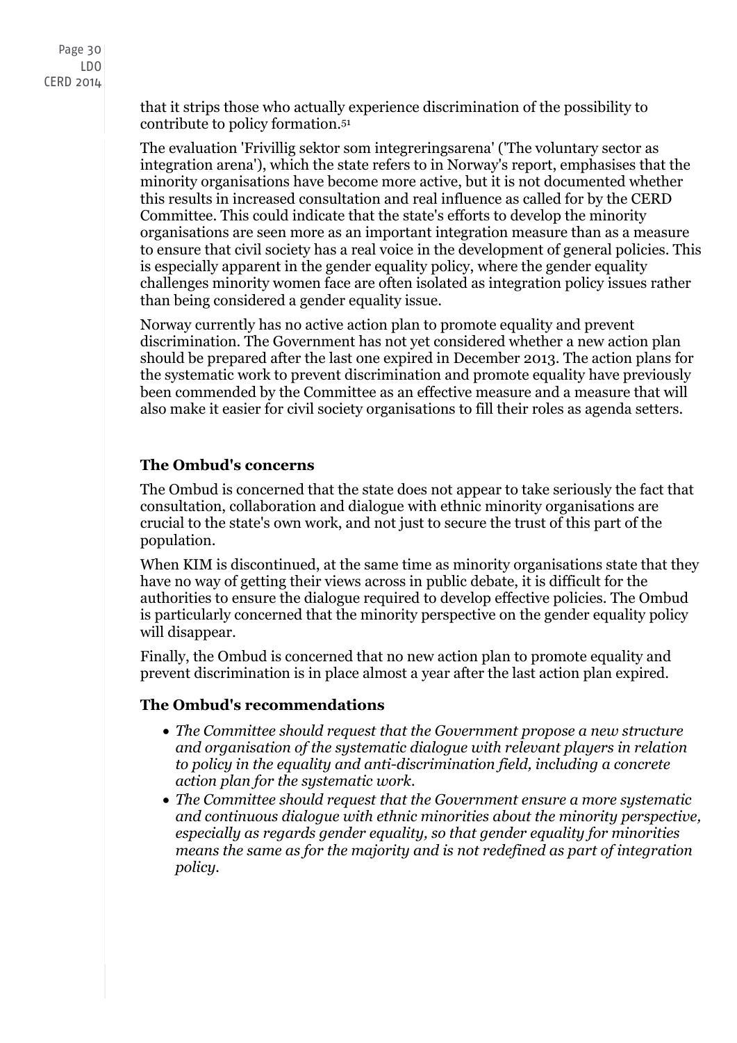that it strips those who actually experience discrimination of the possibility to contribute to policy formation.[51]

The evaluation 'Frivillig sektor som integreringsarena' ('The voluntary sector as integration arena'), which the state refers to in Norway's report, emphasises that the minority organisations have become more active, but it is not documented whether this results in increased consultation and real influence as called for by the CERD Committee. This could indicate that the state's efforts to develop the minority organisations are seen more as an important integration measure than as a measure to ensure that civil society has a real voice in the development of general policies. This is especially apparent in the gender equality policy, where the gender equality challenges minority women face are often isolated as integration policy issues rather than being considered a gender equality issue.

Norway currently has no active action plan to promote equality and prevent discrimination. The Government has not yet considered whether a new action plan should be prepared after the last one expired in December 2013. The action plans for the systematic work to prevent discrimination and promote equality have previously been commended by the Committee as an effective measure and a measure that will also make it easier for civil society organisations to fill their roles as agenda setters.

### The Ombud's concerns

The Ombud is concerned that the state does not appear to take seriously the fact that consultation, collaboration and dialogue with ethnic minority organisations are crucial to the state's own work, and not just to secure the trust of this part of the population.

When KIM is discontinued, at the same time as minority organisations state that they have no way of getting their views across in public debate, it is difficult for the authorities to ensure the dialogue required to develop effective policies. The Ombud is particularly concerned that the minority perspective on the gender equality policy will disappear.

Finally, the Ombud is concerned that no new action plan to promote equality and prevent discrimination is in place almost a year after the last action plan expired.

### The Ombud's recommendations

- *The Committee should request that the Government propose a new structure and organisation of the systematic dialogue with relevant players in relation to policy in the equality and anti-discrimination field, including a concrete action plan for the systematic work.*
- *The Committee should request that the Government ensure a more systematic and continuous dialogue with ethnic minorities about the minority perspective, especially as regards gender equality, so that gender equality for minorities means the same as for the majority and is not redefined as part of integration policy.*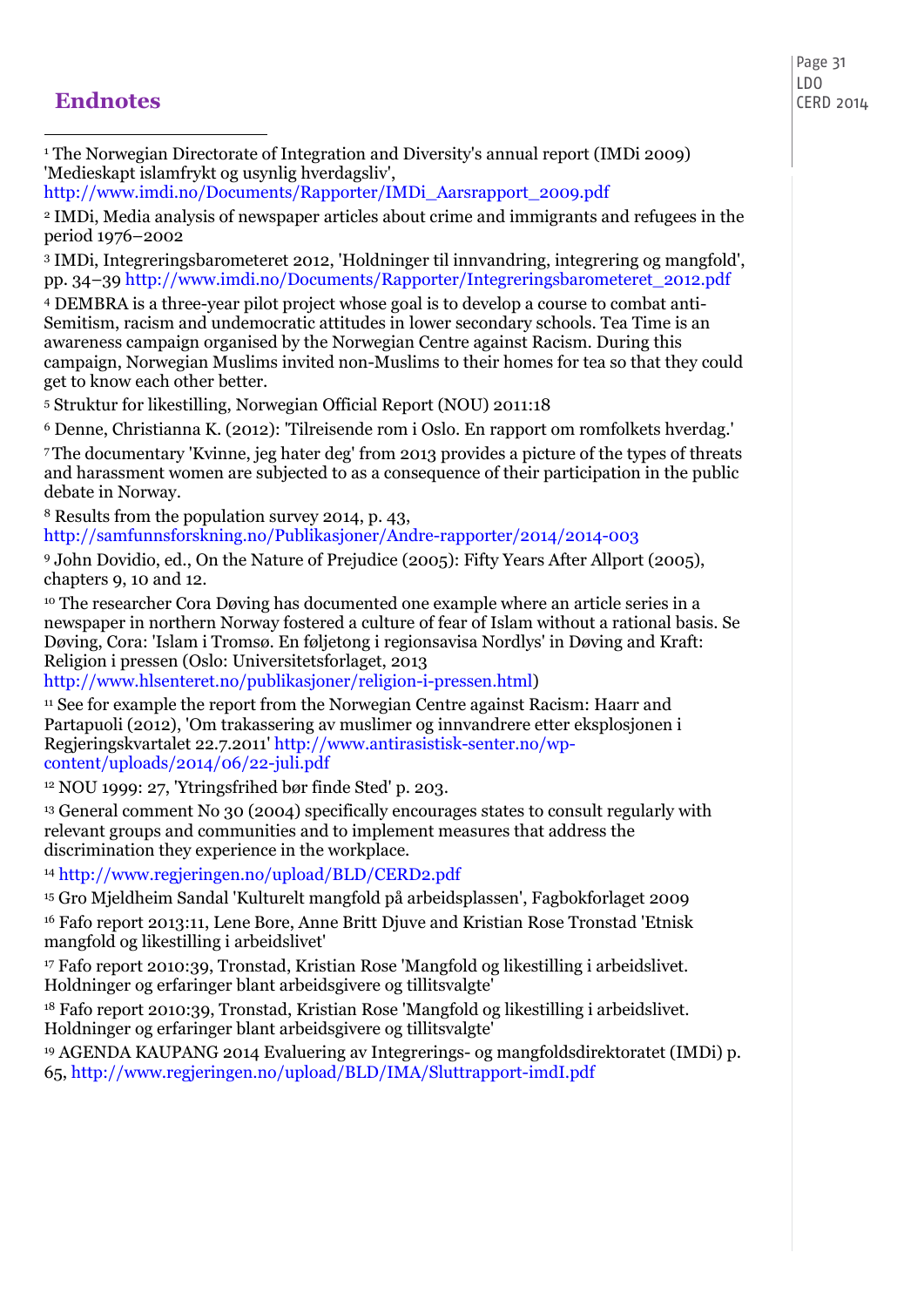# Endnotes

[1] The Norwegian Directorate of Integration and Diversity's annual report (IMDi 2009) 'Medieskapt islamfrykt og usynlig hverdagsliv', http://www.imdi.no/Documents/Rapporter/IMDi_Aarsrapport_2009.pdf

[2] IMDi, Media analysis of newspaper articles about crime and immigrants and refugees in the period 1976–2002

[3] IMDi, Integreringsbarometeret 2012, 'Holdninger til innvandring, integrering og mangfold', pp. 34–39 http://www.imdi.no/Documents/Rapporter/Integreringsbarometeret_2012.pdf

[4] DEMBRA is a three-year pilot project whose goal is to develop a course to combat anti-Semitism, racism and undemocratic attitudes in lower secondary schools. Tea Time is an awareness campaign organised by the Norwegian Centre against Racism. During this campaign, Norwegian Muslims invited non-Muslims to their homes for tea so that they could get to know each other better.

[5] Struktur for likestilling, Norwegian Official Report (NOU) 2011:18

[6] Denne, Christianna K. (2012): 'Tilreisende rom i Oslo. En rapport om romfolkets hverdag.'

[7] The documentary 'Kvinne, jeg hater deg' from 2013 provides a picture of the types of threats and harassment women are subjected to as a consequence of their participation in the public debate in Norway.

[8] Results from the population survey 2014, p. 43, http://samfunnsforskning.no/Publikasjoner/Andre-rapporter/2014/2014-003

[9] John Dovidio, ed., On the Nature of Prejudice (2005): Fifty Years After Allport (2005), chapters 9, 10 and 12.

[10] The researcher Cora Døving has documented one example where an article series in a newspaper in northern Norway fostered a culture of fear of Islam without a rational basis. Se Døving, Cora: 'Islam i Tromsø. En føljetong i regionsavisa Nordlys' in Døving and Kraft: Religion i pressen (Oslo: Universitetsforlaget, 2013 http://www.hlsenteret.no/publikasjoner/religion-i-pressen.html)

[11] See for example the report from the Norwegian Centre against Racism: Haarr and Partapuoli (2012), 'Om trakassering av muslimer og innvandrere etter eksplosjonen i Regjeringskvartalet 22.7.2011' http://www.antirasistisk-senter.no/wp-content/uploads/2014/06/22-juli.pdf

[12] NOU 1999: 27, 'Ytringsfrihed bør finde Sted' p. 203.

[13] General comment No 30 (2004) specifically encourages states to consult regularly with relevant groups and communities and to implement measures that address the discrimination they experience in the workplace.

[14] http://www.regjeringen.no/upload/BLD/CERD2.pdf

[15] Gro Mjeldheim Sandal 'Kulturelt mangfold på arbeidsplassen', Fagbokforlaget 2009

[16] Fafo report 2013:11, Lene Bore, Anne Britt Djuve and Kristian Rose Tronstad 'Etnisk mangfold og likestilling i arbeidslivet'

[17] Fafo report 2010:39, Tronstad, Kristian Rose 'Mangfold og likestilling i arbeidslivet. Holdninger og erfaringer blant arbeidsgivere og tillitsvalgte'

[18] Fafo report 2010:39, Tronstad, Kristian Rose 'Mangfold og likestilling i arbeidslivet. Holdninger og erfaringer blant arbeidsgivere og tillitsvalgte'

[19] AGENDA KAUPANG 2014 Evaluering av Integrerings- og mangfoldsdirektoratet (IMDi) p. 65, http://www.regjeringen.no/upload/BLD/IMA/Sluttrapport-imdI.pdf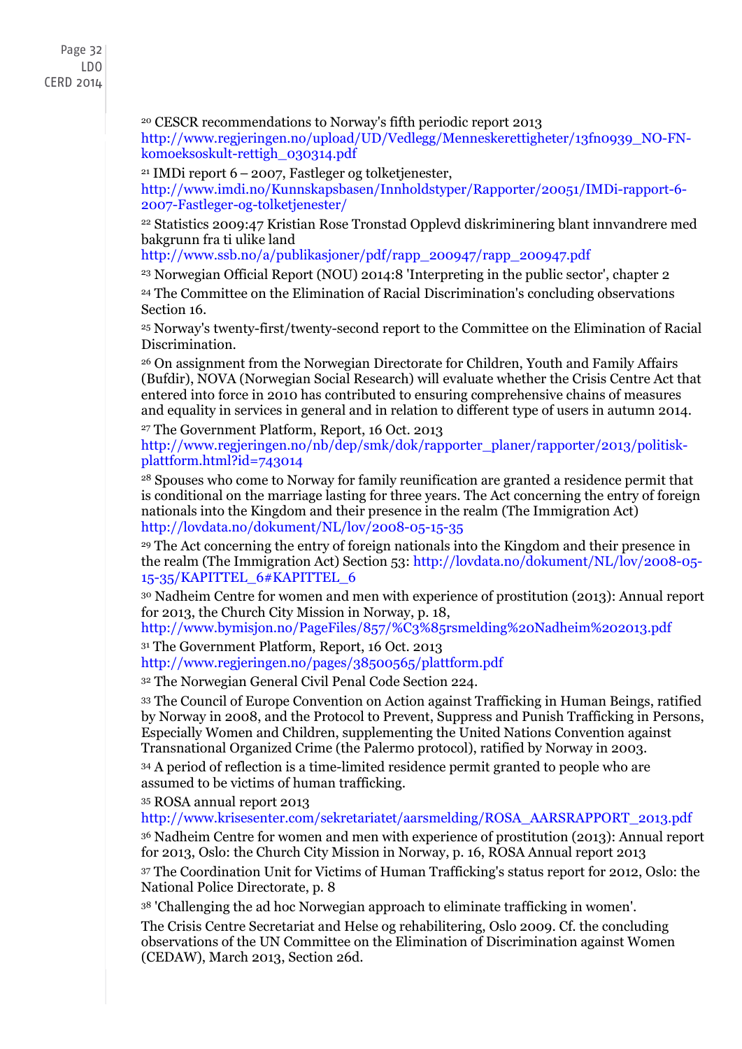[20] CESCR recommendations to Norway's fifth periodic report 2013 http://www.regjeringen.no/upload/UD/Vedlegg/Menneskerettigheter/13fn0939_NO-FN-komoeksoskult-rettigh_030314.pdf

[21] IMDi report 6 – 2007, Fastleger og tolketjenester, http://www.imdi.no/Kunnskapsbasen/Innholdstyper/Rapporter/20051/IMDi-rapport-6-2007-Fastleger-og-tolketjenester/

[22] Statistics 2009:47 Kristian Rose Tronstad Opplevd diskriminering blant innvandrere med bakgrunn fra ti ulike land http://www.ssb.no/a/publikasjoner/pdf/rapp_200947/rapp_200947.pdf

[23] Norwegian Official Report (NOU) 2014:8 'Interpreting in the public sector', chapter 2

[24] The Committee on the Elimination of Racial Discrimination's concluding observations Section 16.

[25] Norway's twenty-first/twenty-second report to the Committee on the Elimination of Racial Discrimination.

[26] On assignment from the Norwegian Directorate for Children, Youth and Family Affairs (Bufdir), NOVA (Norwegian Social Research) will evaluate whether the Crisis Centre Act that entered into force in 2010 has contributed to ensuring comprehensive chains of measures and equality in services in general and in relation to different type of users in autumn 2014.

[27] The Government Platform, Report, 16 Oct. 2013 http://www.regjeringen.no/nb/dep/smk/dok/rapporter_planer/rapporter/2013/politisk-plattform.html?id=743014

[28] Spouses who come to Norway for family reunification are granted a residence permit that is conditional on the marriage lasting for three years. The Act concerning the entry of foreign nationals into the Kingdom and their presence in the realm (The Immigration Act) http://lovdata.no/dokument/NL/lov/2008-05-15-35

[29] The Act concerning the entry of foreign nationals into the Kingdom and their presence in the realm (The Immigration Act) Section 53: http://lovdata.no/dokument/NL/lov/2008-05-15-35/KAPITTEL_6#KAPITTEL_6

[30] Nadheim Centre for women and men with experience of prostitution (2013): Annual report for 2013, the Church City Mission in Norway, p. 18, http://www.bymisjon.no/PageFiles/857/%C3%85rsmelding%20Nadheim%202013.pdf

[31] The Government Platform, Report, 16 Oct. 2013 http://www.regjeringen.no/pages/38500565/plattform.pdf

[32] The Norwegian General Civil Penal Code Section 224.

[33] The Council of Europe Convention on Action against Trafficking in Human Beings, ratified by Norway in 2008, and the Protocol to Prevent, Suppress and Punish Trafficking in Persons, Especially Women and Children, supplementing the United Nations Convention against Transnational Organized Crime (the Palermo protocol), ratified by Norway in 2003.

[34] A period of reflection is a time-limited residence permit granted to people who are assumed to be victims of human trafficking.

[35] ROSA annual report 2013 http://www.krisesenter.com/sekretariatet/aarsmelding/ROSA_AARSRAPPORT_2013.pdf

[36] Nadheim Centre for women and men with experience of prostitution (2013): Annual report for 2013, Oslo: the Church City Mission in Norway, p. 16, ROSA Annual report 2013

[37] The Coordination Unit for Victims of Human Trafficking's status report for 2012, Oslo: the National Police Directorate, p. 8

[38] 'Challenging the ad hoc Norwegian approach to eliminate trafficking in women'.

The Crisis Centre Secretariat and Helse og rehabilitering, Oslo 2009. Cf. the concluding observations of the UN Committee on the Elimination of Discrimination against Women (CEDAW), March 2013, Section 26d.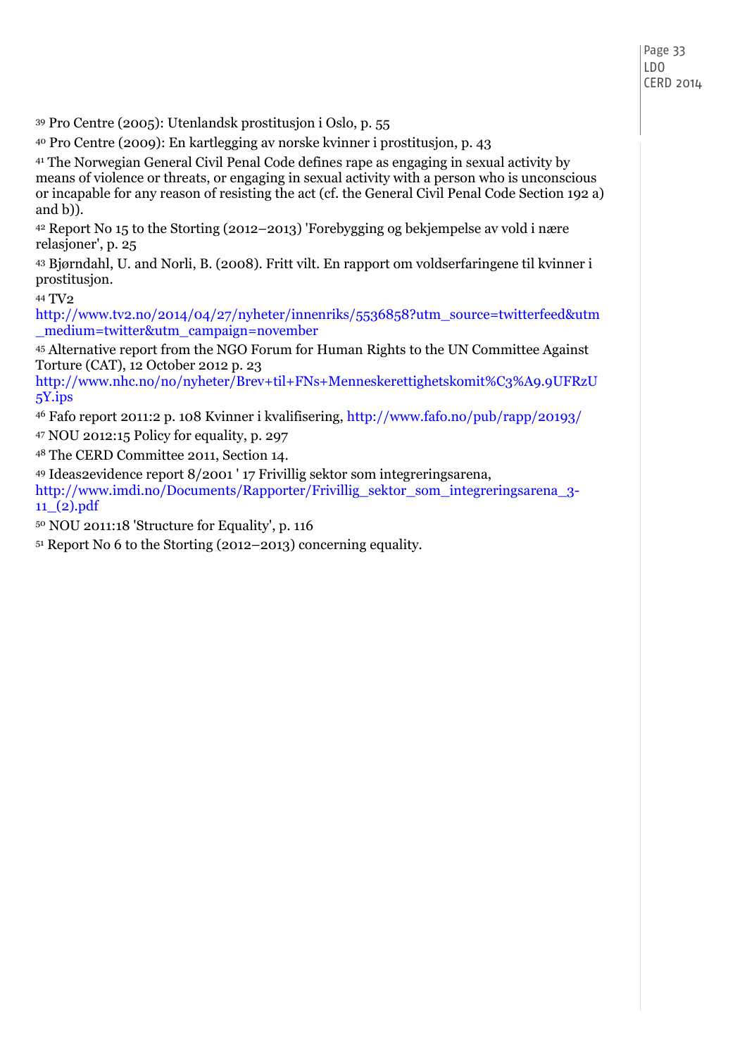[39] Pro Centre (2005): Utenlandsk prostitusjon i Oslo, p. 55

[40] Pro Centre (2009): En kartlegging av norske kvinner i prostitusjon, p. 43

[41] The Norwegian General Civil Penal Code defines rape as engaging in sexual activity by means of violence or threats, or engaging in sexual activity with a person who is unconscious or incapable for any reason of resisting the act (cf. the General Civil Penal Code Section 192 a) and b)).

[42] Report No 15 to the Storting (2012–2013) 'Forebygging og bekjempelse av vold i nære relasjoner', p. 25

[43] Bjørndahl, U. and Norli, B. (2008). Fritt vilt. En rapport om voldserfaringene til kvinner i prostitusjon.

[44] TV2 http://www.tv2.no/2014/04/27/nyheter/innenriks/5536858?utm_source=twitterfeed&utm_medium=twitter&utm_campaign=november

[45] Alternative report from the NGO Forum for Human Rights to the UN Committee Against Torture (CAT), 12 October 2012 p. 23 http://www.nhc.no/no/nyheter/Brev+til+FNs+Menneskerettighetskomit%C3%A9.9UFRzU5Y.ips

[46] Fafo report 2011:2 p. 108 Kvinner i kvalifisering, http://www.fafo.no/pub/rapp/20193/

[47] NOU 2012:15 Policy for equality, p. 297

[48] The CERD Committee 2011, Section 14.

[49] Ideas2evidence report 8/2001 ' 17 Frivillig sektor som integreringsarena, http://www.imdi.no/Documents/Rapporter/Frivillig_sektor_som_integreringsarena_3-11_(2).pdf

[50] NOU 2011:18 'Structure for Equality', p. 116

[51] Report No 6 to the Storting (2012–2013) concerning equality.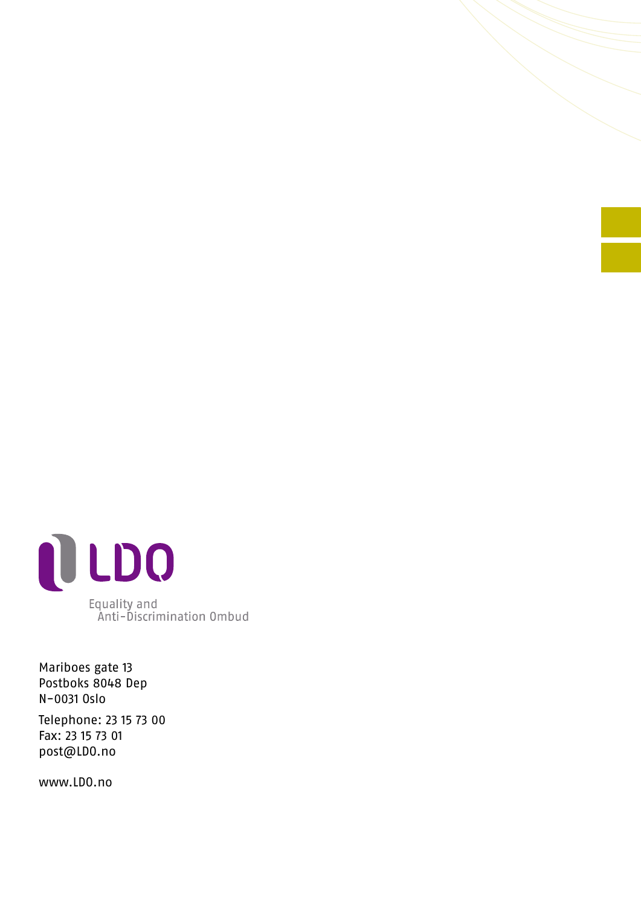LDO

Equality and
Anti-Discrimination Ombud

Mariboes gate 13
Postboks 8048 Dep
N-0031 Oslo

Telephone: 23 15 73 00
Fax: 23 15 73 01
post@LDO.no

www.LDO.no